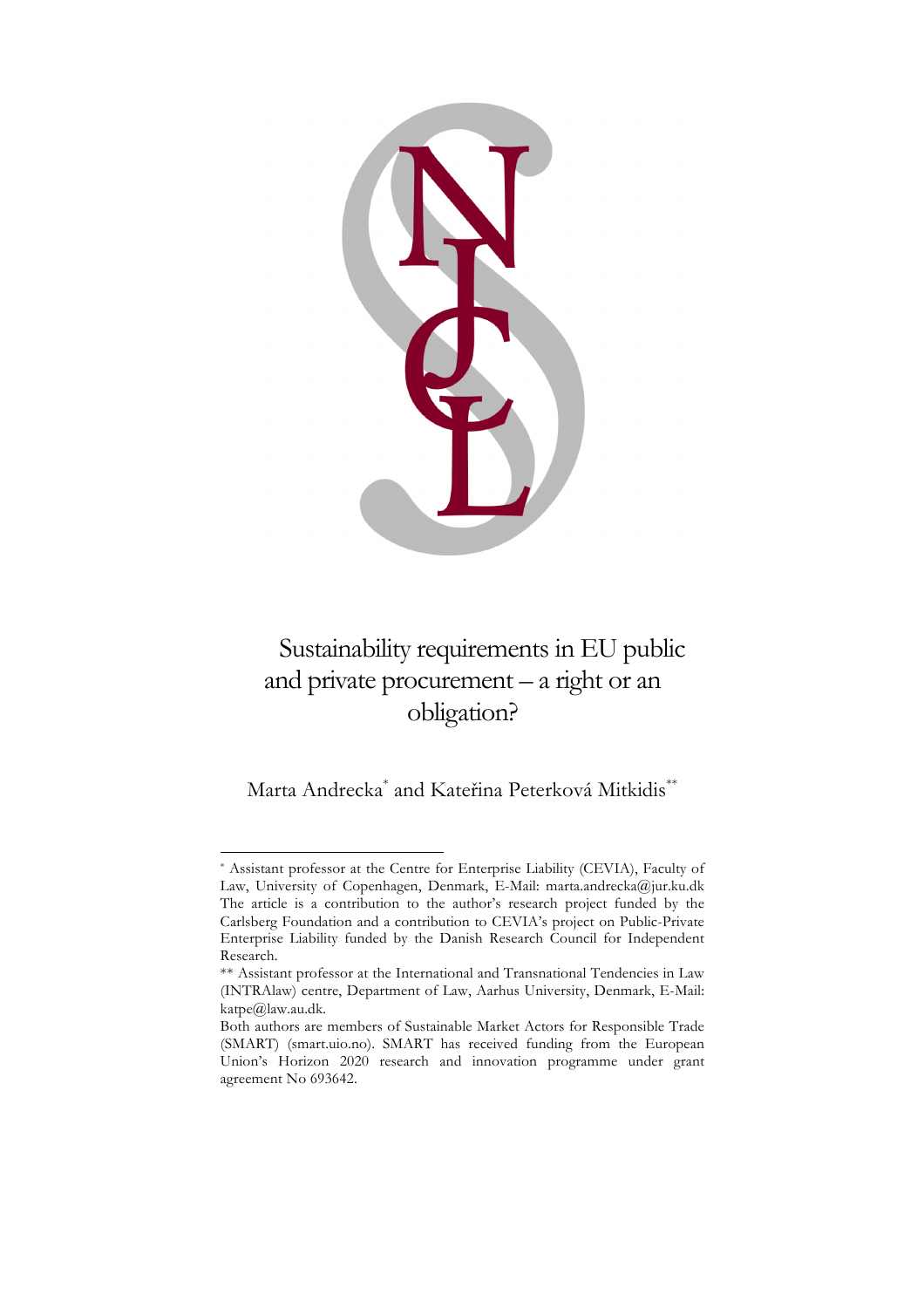# Sustainability requirements in EU public and private procurement – a right or an obligation?

Marta Andrecka[*] and Kateřina Peterková Mitkidis[**]

---

[*] Assistant professor at the Centre for Enterprise Liability (CEVIA), Faculty of Law, University of Copenhagen, Denmark, E-Mail: marta.andrecka@jur.ku.dk The article is a contribution to the author's research project funded by the Carlsberg Foundation and a contribution to CEVIA's project on Public-Private Enterprise Liability funded by the Danish Research Council for Independent Research.

[**] Assistant professor at the International and Transnational Tendencies in Law (INTRAlaw) centre, Department of Law, Aarhus University, Denmark, E-Mail: katpe@law.au.dk.

Both authors are members of Sustainable Market Actors for Responsible Trade (SMART) (smart.uio.no). SMART has received funding from the European Union's Horizon 2020 research and innovation programme under grant agreement No 693642.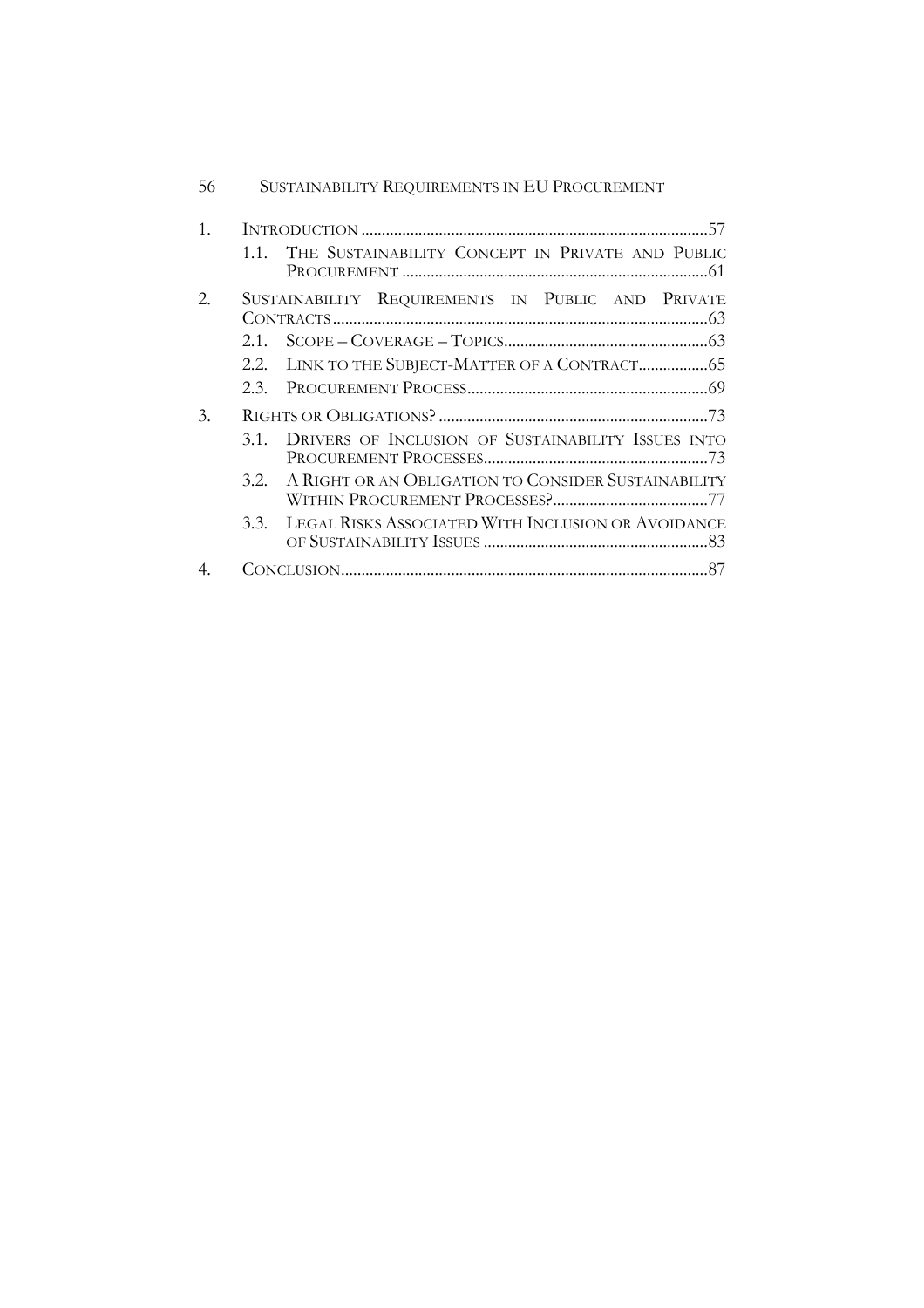1. Introduction ....................................................................................57
   - 1.1. The Sustainability Concept in Private and Public Procurement ...........................................................................61
2. Sustainability Requirements in Public and Private Contracts ...........................................................................................63
   - 2.1. Scope – Coverage – Topics..................................................63
   - 2.2. Link to the Subject-Matter of a Contract.................65
   - 2.3. Procurement Process...........................................................69
3. Rights or Obligations? ..................................................................73
   - 3.1. Drivers of Inclusion of Sustainability Issues into Procurement Processes.......................................................73
   - 3.2. A Right or an Obligation to Consider Sustainability Within Procurement Processes?......................................77
   - 3.3. Legal Risks Associated With Inclusion or Avoidance of Sustainability Issues .......................................................83
4. Conclusion..........................................................................................87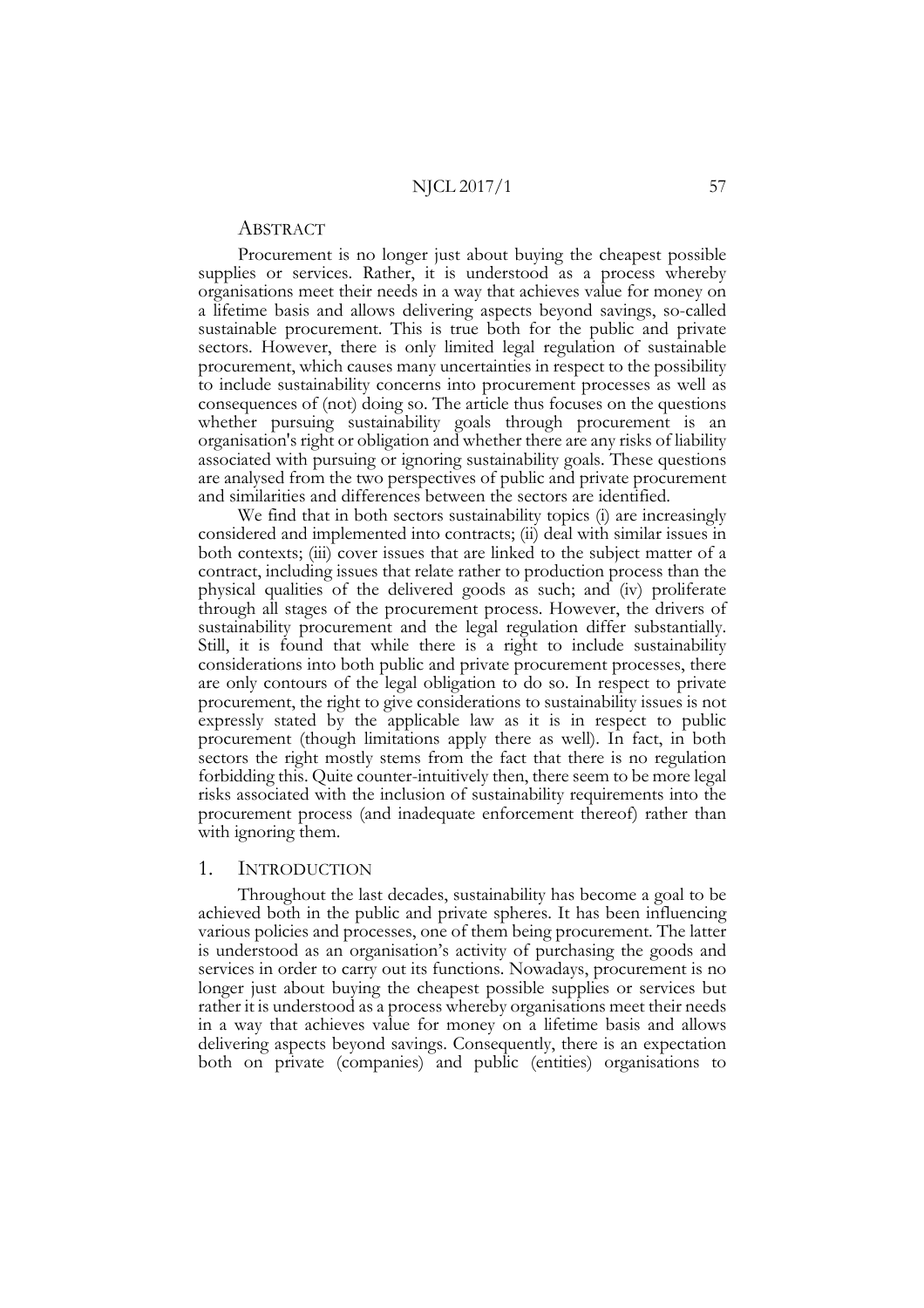## Abstract

Procurement is no longer just about buying the cheapest possible supplies or services. Rather, it is understood as a process whereby organisations meet their needs in a way that achieves value for money on a lifetime basis and allows delivering aspects beyond savings, so-called sustainable procurement. This is true both for the public and private sectors. However, there is only limited legal regulation of sustainable procurement, which causes many uncertainties in respect to the possibility to include sustainability concerns into procurement processes as well as consequences of (not) doing so. The article thus focuses on the questions whether pursuing sustainability goals through procurement is an organisation's right or obligation and whether there are any risks of liability associated with pursuing or ignoring sustainability goals. These questions are analysed from the two perspectives of public and private procurement and similarities and differences between the sectors are identified.

We find that in both sectors sustainability topics (i) are increasingly considered and implemented into contracts; (ii) deal with similar issues in both contexts; (iii) cover issues that are linked to the subject matter of a contract, including issues that relate rather to production process than the physical qualities of the delivered goods as such; and (iv) proliferate through all stages of the procurement process. However, the drivers of sustainability procurement and the legal regulation differ substantially. Still, it is found that while there is a right to include sustainability considerations into both public and private procurement processes, there are only contours of the legal obligation to do so. In respect to private procurement, the right to give considerations to sustainability issues is not expressly stated by the applicable law as it is in respect to public procurement (though limitations apply there as well). In fact, in both sectors the right mostly stems from the fact that there is no regulation forbidding this. Quite counter-intuitively then, there seem to be more legal risks associated with the inclusion of sustainability requirements into the procurement process (and inadequate enforcement thereof) rather than with ignoring them.

## 1. Introduction

Throughout the last decades, sustainability has become a goal to be achieved both in the public and private spheres. It has been influencing various policies and processes, one of them being procurement. The latter is understood as an organisation's activity of purchasing the goods and services in order to carry out its functions. Nowadays, procurement is no longer just about buying the cheapest possible supplies or services but rather it is understood as a process whereby organisations meet their needs in a way that achieves value for money on a lifetime basis and allows delivering aspects beyond savings. Consequently, there is an expectation both on private (companies) and public (entities) organisations to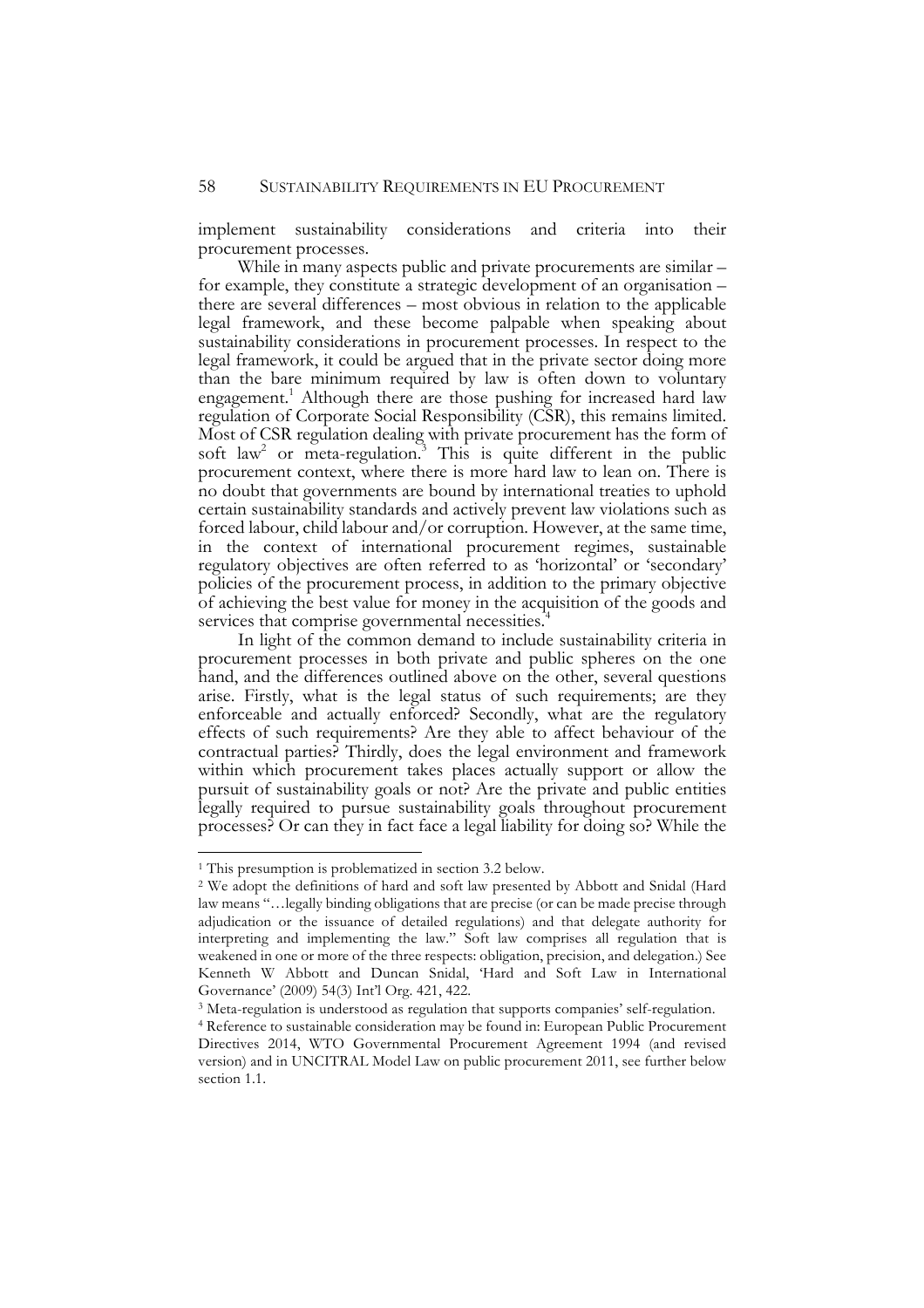implement sustainability considerations and criteria into their procurement processes.

While in many aspects public and private procurements are similar – for example, they constitute a strategic development of an organisation – there are several differences – most obvious in relation to the applicable legal framework, and these become palpable when speaking about sustainability considerations in procurement processes. In respect to the legal framework, it could be argued that in the private sector doing more than the bare minimum required by law is often down to voluntary engagement.[1] Although there are those pushing for increased hard law regulation of Corporate Social Responsibility (CSR), this remains limited. Most of CSR regulation dealing with private procurement has the form of soft law[2] or meta-regulation.[3] This is quite different in the public procurement context, where there is more hard law to lean on. There is no doubt that governments are bound by international treaties to uphold certain sustainability standards and actively prevent law violations such as forced labour, child labour and/or corruption. However, at the same time, in the context of international procurement regimes, sustainable regulatory objectives are often referred to as 'horizontal' or 'secondary' policies of the procurement process, in addition to the primary objective of achieving the best value for money in the acquisition of the goods and services that comprise governmental necessities.[4]

In light of the common demand to include sustainability criteria in procurement processes in both private and public spheres on the one hand, and the differences outlined above on the other, several questions arise. Firstly, what is the legal status of such requirements; are they enforceable and actually enforced? Secondly, what are the regulatory effects of such requirements? Are they able to affect behaviour of the contractual parties? Thirdly, does the legal environment and framework within which procurement takes places actually support or allow the pursuit of sustainability goals or not? Are the private and public entities legally required to pursue sustainability goals throughout procurement processes? Or can they in fact face a legal liability for doing so? While the

---

[1] This presumption is problematized in section 3.2 below.

[2] We adopt the definitions of hard and soft law presented by Abbott and Snidal (Hard law means "…legally binding obligations that are precise (or can be made precise through adjudication or the issuance of detailed regulations) and that delegate authority for interpreting and implementing the law." Soft law comprises all regulation that is weakened in one or more of the three respects: obligation, precision, and delegation.) See Kenneth W Abbott and Duncan Snidal, 'Hard and Soft Law in International Governance' (2009) 54(3) Int'l Org. 421, 422.

[3] Meta-regulation is understood as regulation that supports companies' self-regulation.

[4] Reference to sustainable consideration may be found in: European Public Procurement Directives 2014, WTO Governmental Procurement Agreement 1994 (and revised version) and in UNCITRAL Model Law on public procurement 2011, see further below section 1.1.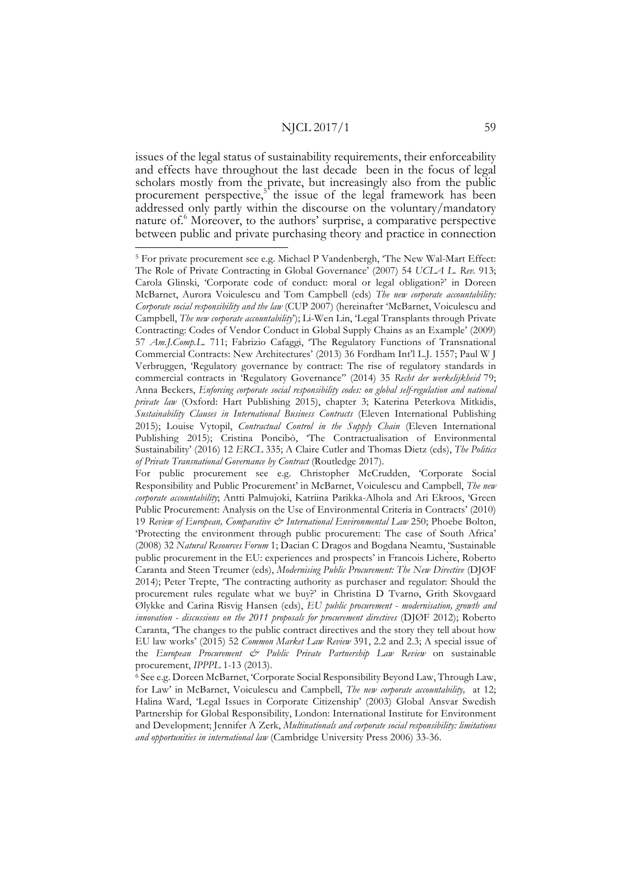issues of the legal status of sustainability requirements, their enforceability and effects have throughout the last decade been in the focus of legal scholars mostly from the private, but increasingly also from the public procurement perspective,[5] the issue of the legal framework has been addressed only partly within the discourse on the voluntary/mandatory nature of.[6] Moreover, to the authors' surprise, a comparative perspective between public and private purchasing theory and practice in connection

---

[5] For private procurement see e.g. Michael P Vandenbergh, 'The New Wal-Mart Effect: The Role of Private Contracting in Global Governance' (2007) 54 *UCLA L. Rev.* 913; Carola Glinski, 'Corporate code of conduct: moral or legal obligation?' in Doreen McBarnet, Aurora Voiculescu and Tom Campbell (eds) *The new corporate accountability: Corporate social responsibility and the law* (CUP 2007) (hereinafter 'McBarnet, Voiculescu and Campbell, *The new corporate accountability*'); Li-Wen Lin, 'Legal Transplants through Private Contracting: Codes of Vendor Conduct in Global Supply Chains as an Example' (2009) 57 *Am.J.Comp.L.* 711; Fabrizio Cafaggi, 'The Regulatory Functions of Transnational Commercial Contracts: New Architectures' (2013) 36 Fordham Int'l L.J. 1557; Paul W J Verbruggen, 'Regulatory governance by contract: The rise of regulatory standards in commercial contracts in 'Regulatory Governance'' (2014) 35 *Recht der werkelijkheid* 79; Anna Beckers, *Enforcing corporate social responsibility codes: on global self-regulation and national private law* (Oxford: Hart Publishing 2015), chapter 3; Katerina Peterkova Mitkidis, *Sustainability Clauses in International Business Contracts* (Eleven International Publishing 2015); Louise Vytopil, *Contractual Control in the Supply Chain* (Eleven International Publishing 2015); Cristina Poncibò, 'The Contractualisation of Environmental Sustainability' (2016) 12 *ERCL* 335; A Claire Cutler and Thomas Dietz (eds), *The Politics of Private Transnational Governance by Contract* (Routledge 2017).

For public procurement see e.g. Christopher McCrudden, 'Corporate Social Responsibility and Public Procurement' in McBarnet, Voiculescu and Campbell, *The new corporate accountability*; Antti Palmujoki, Katriina Parikka-Alhola and Ari Ekroos, 'Green Public Procurement: Analysis on the Use of Environmental Criteria in Contracts' (2010) 19 *Review of European, Comparative & International Environmental Law* 250; Phoebe Bolton, 'Protecting the environment through public procurement: The case of South Africa' (2008) 32 *Natural Resources Forum* 1; Dacian C Dragos and Bogdana Neamtu, 'Sustainable public procurement in the EU: experiences and prospects' in Francois Lichère, Roberto Caranta and Steen Treumer (eds), *Modernising Public Procurement: The New Directive* (DJØF 2014); Peter Trepte, 'The contracting authority as purchaser and regulator: Should the procurement rules regulate what we buy?' in Christina D Tvarnø, Grith Skovgaard Ølykke and Carina Risvig Hansen (eds), *EU public procurement - modernisation, growth and innovation - discussions on the 2011 proposals for procurement directives* (DJØF 2012); Roberto Caranta, 'The changes to the public contract directives and the story they tell about how EU law works' (2015) 52 *Common Market Law Review* 391, 2.2 and 2.3; A special issue of the *European Procurement & Public Private Partnership Law Review* on sustainable procurement, *IPPPL* 1-13 (2013).

[6] See e.g. Doreen McBarnet, 'Corporate Social Responsibility Beyond Law, Through Law, for Law' in McBarnet, Voiculescu and Campbell, *The new corporate accountability,* at 12; Halina Ward, 'Legal Issues in Corporate Citizenship' (2003) Global Ansvar Swedish Partnership for Global Responsibility, London: International Institute for Environment and Development; Jennifer A Zerk, *Multinationals and corporate social responsibility: limitations and opportunities in international law* (Cambridge University Press 2006) 33-36.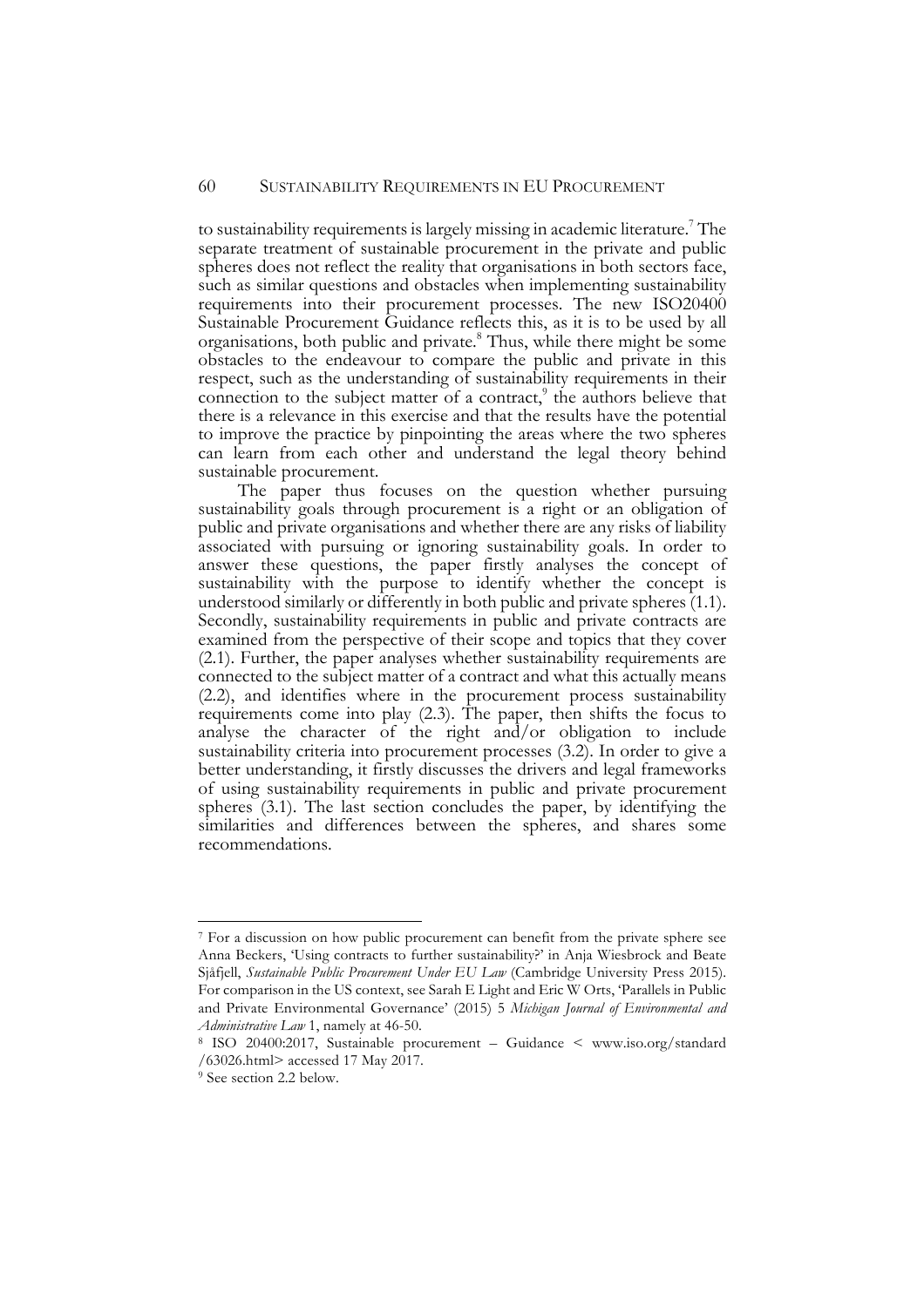to sustainability requirements is largely missing in academic literature.[7] The separate treatment of sustainable procurement in the private and public spheres does not reflect the reality that organisations in both sectors face, such as similar questions and obstacles when implementing sustainability requirements into their procurement processes. The new ISO20400 Sustainable Procurement Guidance reflects this, as it is to be used by all organisations, both public and private.[8] Thus, while there might be some obstacles to the endeavour to compare the public and private in this respect, such as the understanding of sustainability requirements in their connection to the subject matter of a contract,[9] the authors believe that there is a relevance in this exercise and that the results have the potential to improve the practice by pinpointing the areas where the two spheres can learn from each other and understand the legal theory behind sustainable procurement.

The paper thus focuses on the question whether pursuing sustainability goals through procurement is a right or an obligation of public and private organisations and whether there are any risks of liability associated with pursuing or ignoring sustainability goals. In order to answer these questions, the paper firstly analyses the concept of sustainability with the purpose to identify whether the concept is understood similarly or differently in both public and private spheres (1.1). Secondly, sustainability requirements in public and private contracts are examined from the perspective of their scope and topics that they cover (2.1). Further, the paper analyses whether sustainability requirements are connected to the subject matter of a contract and what this actually means (2.2), and identifies where in the procurement process sustainability requirements come into play (2.3). The paper, then shifts the focus to analyse the character of the right and/or obligation to include sustainability criteria into procurement processes (3.2). In order to give a better understanding, it firstly discusses the drivers and legal frameworks of using sustainability requirements in public and private procurement spheres (3.1). The last section concludes the paper, by identifying the similarities and differences between the spheres, and shares some recommendations.

---

[7] For a discussion on how public procurement can benefit from the private sphere see Anna Beckers, 'Using contracts to further sustainability?' in Anja Wiesbrock and Beate Sjåfjell, *Sustainable Public Procurement Under EU Law* (Cambridge University Press 2015). For comparison in the US context, see Sarah E Light and Eric W Orts, 'Parallels in Public and Private Environmental Governance' (2015) 5 *Michigan Journal of Environmental and Administrative Law* 1, namely at 46-50.

[8] ISO 20400:2017, Sustainable procurement – Guidance < www.iso.org/standard /63026.html> accessed 17 May 2017.

[9] See section 2.2 below.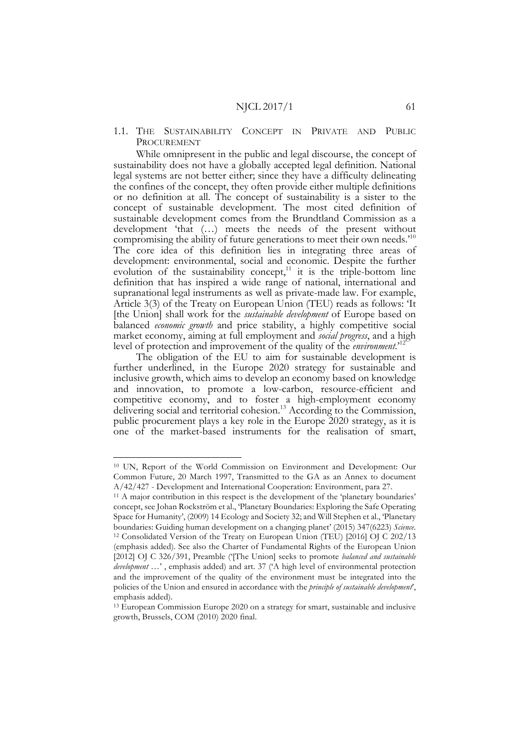### 1.1. The Sustainability Concept in Private and Public Procurement

While omnipresent in the public and legal discourse, the concept of sustainability does not have a globally accepted legal definition. National legal systems are not better either; since they have a difficulty delineating the confines of the concept, they often provide either multiple definitions or no definition at all. The concept of sustainability is a sister to the concept of sustainable development. The most cited definition of sustainable development comes from the Brundtland Commission as a development 'that (…) meets the needs of the present without compromising the ability of future generations to meet their own needs.'[10] The core idea of this definition lies in integrating three areas of development: environmental, social and economic. Despite the further evolution of the sustainability concept,[11] it is the triple-bottom line definition that has inspired a wide range of national, international and supranational legal instruments as well as private-made law. For example, Article 3(3) of the Treaty on European Union (TEU) reads as follows: 'It [the Union] shall work for the *sustainable development* of Europe based on balanced *economic growth* and price stability, a highly competitive social market economy, aiming at full employment and *social progress*, and a high level of protection and improvement of the quality of the *environment*.'[12]

The obligation of the EU to aim for sustainable development is further underlined, in the Europe 2020 strategy for sustainable and inclusive growth, which aims to develop an economy based on knowledge and innovation, to promote a low-carbon, resource-efficient and competitive economy, and to foster a high-employment economy delivering social and territorial cohesion.[13] According to the Commission, public procurement plays a key role in the Europe 2020 strategy, as it is one of the market-based instruments for the realisation of smart,

---

[10] UN, Report of the World Commission on Environment and Development: Our Common Future, 20 March 1997, Transmitted to the GA as an Annex to document A/42/427 - Development and International Cooperation: Environment, para 27.

[11] A major contribution in this respect is the development of the 'planetary boundaries' concept, see Johan Rockström et al., 'Planetary Boundaries: Exploring the Safe Operating Space for Humanity', (2009) 14 Ecology and Society 32; and Will Stephen et al., 'Planetary boundaries: Guiding human development on a changing planet' (2015) 347(6223) *Science*.

[12] Consolidated Version of the Treaty on European Union (TEU) [2016] OJ C 202/13 (emphasis added). See also the Charter of Fundamental Rights of the European Union [2012] OJ C 326/391, Preamble ('[The Union] seeks to promote *balanced and sustainable development* …' , emphasis added) and art. 37 ('A high level of environmental protection and the improvement of the quality of the environment must be integrated into the policies of the Union and ensured in accordance with the *principle of sustainable development*', emphasis added).

[13] European Commission Europe 2020 on a strategy for smart, sustainable and inclusive growth, Brussels, COM (2010) 2020 final.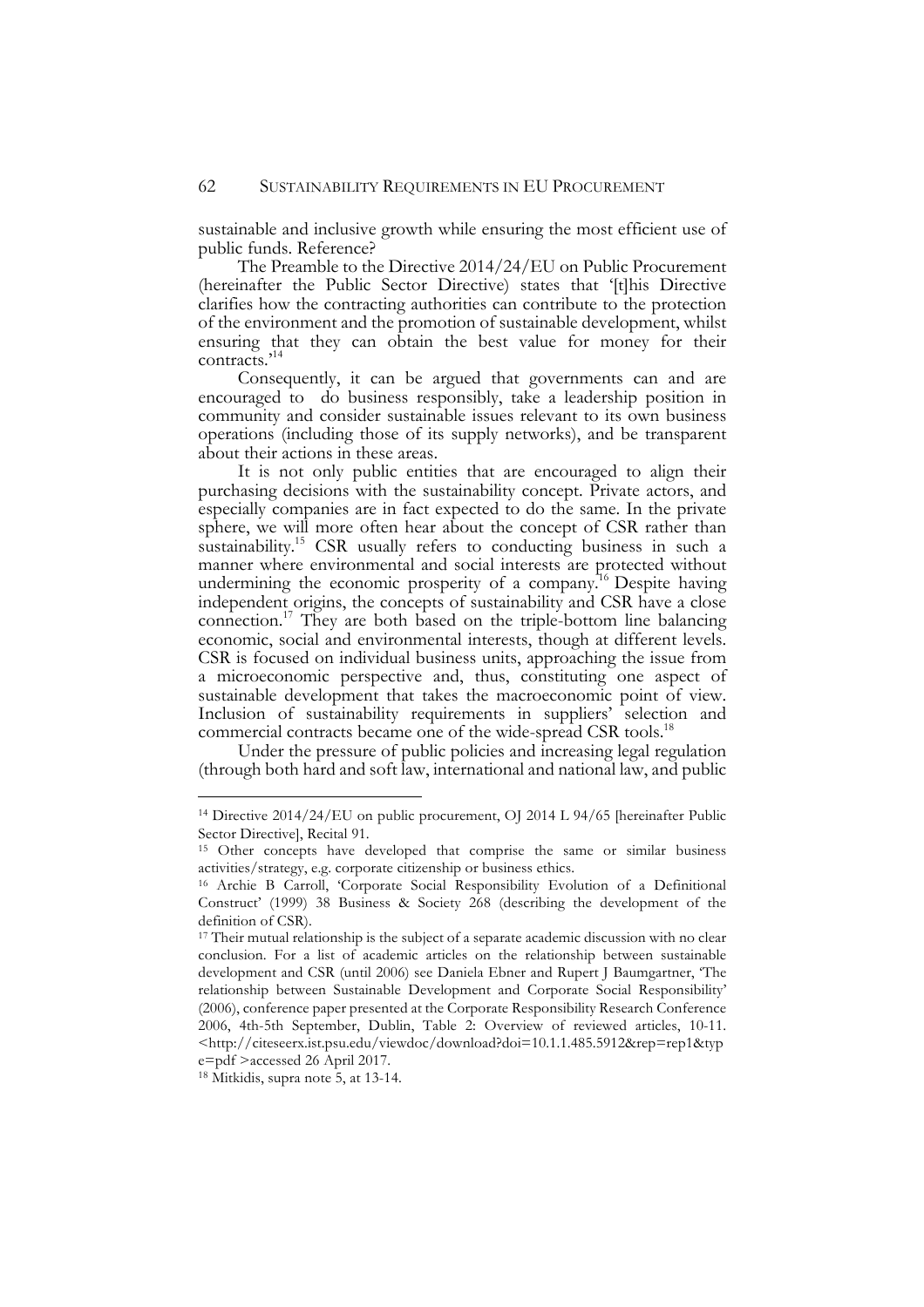sustainable and inclusive growth while ensuring the most efficient use of public funds. Reference?

The Preamble to the Directive 2014/24/EU on Public Procurement (hereinafter the Public Sector Directive) states that '[t]his Directive clarifies how the contracting authorities can contribute to the protection of the environment and the promotion of sustainable development, whilst ensuring that they can obtain the best value for money for their contracts.'[14]

Consequently, it can be argued that governments can and are encouraged to do business responsibly, take a leadership position in community and consider sustainable issues relevant to its own business operations (including those of its supply networks), and be transparent about their actions in these areas.

It is not only public entities that are encouraged to align their purchasing decisions with the sustainability concept. Private actors, and especially companies are in fact expected to do the same. In the private sphere, we will more often hear about the concept of CSR rather than sustainability.[15] CSR usually refers to conducting business in such a manner where environmental and social interests are protected without undermining the economic prosperity of a company.[16] Despite having independent origins, the concepts of sustainability and CSR have a close connection.[17] They are both based on the triple-bottom line balancing economic, social and environmental interests, though at different levels. CSR is focused on individual business units, approaching the issue from a microeconomic perspective and, thus, constituting one aspect of sustainable development that takes the macroeconomic point of view. Inclusion of sustainability requirements in suppliers' selection and commercial contracts became one of the wide-spread CSR tools.[18]

Under the pressure of public policies and increasing legal regulation (through both hard and soft law, international and national law, and public

---

[14] Directive 2014/24/EU on public procurement, OJ 2014 L 94/65 [hereinafter Public Sector Directive], Recital 91.

[15] Other concepts have developed that comprise the same or similar business activities/strategy, e.g. corporate citizenship or business ethics.

[16] Archie B Carroll, 'Corporate Social Responsibility Evolution of a Definitional Construct' (1999) 38 Business & Society 268 (describing the development of the definition of CSR).

[17] Their mutual relationship is the subject of a separate academic discussion with no clear conclusion. For a list of academic articles on the relationship between sustainable development and CSR (until 2006) see Daniela Ebner and Rupert J Baumgartner, 'The relationship between Sustainable Development and Corporate Social Responsibility' (2006), conference paper presented at the Corporate Responsibility Research Conference 2006, 4th-5th September, Dublin, Table 2: Overview of reviewed articles, 10-11. <http://citeseerx.ist.psu.edu/viewdoc/download?doi=10.1.1.485.5912&rep=rep1&type=pdf >accessed 26 April 2017.

[18] Mitkidis, supra note 5, at 13-14.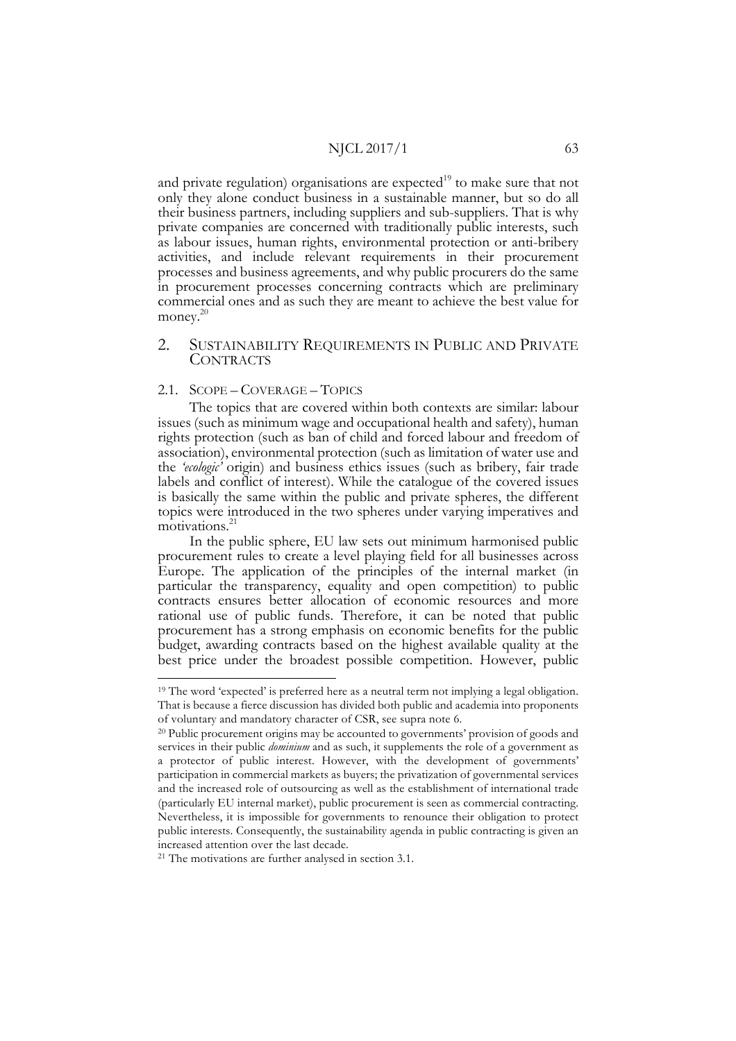and private regulation) organisations are expected[19] to make sure that not only they alone conduct business in a sustainable manner, but so do all their business partners, including suppliers and sub-suppliers. That is why private companies are concerned with traditionally public interests, such as labour issues, human rights, environmental protection or anti-bribery activities, and include relevant requirements in their procurement processes and business agreements, and why public procurers do the same in procurement processes concerning contracts which are preliminary commercial ones and as such they are meant to achieve the best value for money.[20]

## 2. Sustainability Requirements in Public and Private Contracts

### 2.1. Scope – Coverage – Topics

The topics that are covered within both contexts are similar: labour issues (such as minimum wage and occupational health and safety), human rights protection (such as ban of child and forced labour and freedom of association), environmental protection (such as limitation of water use and the *'ecologic'* origin) and business ethics issues (such as bribery, fair trade labels and conflict of interest). While the catalogue of the covered issues is basically the same within the public and private spheres, the different topics were introduced in the two spheres under varying imperatives and motivations.[21]

In the public sphere, EU law sets out minimum harmonised public procurement rules to create a level playing field for all businesses across Europe. The application of the principles of the internal market (in particular the transparency, equality and open competition) to public contracts ensures better allocation of economic resources and more rational use of public funds. Therefore, it can be noted that public procurement has a strong emphasis on economic benefits for the public budget, awarding contracts based on the highest available quality at the best price under the broadest possible competition. However, public

---

[19] The word 'expected' is preferred here as a neutral term not implying a legal obligation. That is because a fierce discussion has divided both public and academia into proponents of voluntary and mandatory character of CSR, see supra note 6.

[20] Public procurement origins may be accounted to governments' provision of goods and services in their public *dominium* and as such, it supplements the role of a government as a protector of public interest. However, with the development of governments' participation in commercial markets as buyers; the privatization of governmental services and the increased role of outsourcing as well as the establishment of international trade (particularly EU internal market), public procurement is seen as commercial contracting. Nevertheless, it is impossible for governments to renounce their obligation to protect public interests. Consequently, the sustainability agenda in public contracting is given an increased attention over the last decade.

[21] The motivations are further analysed in section 3.1.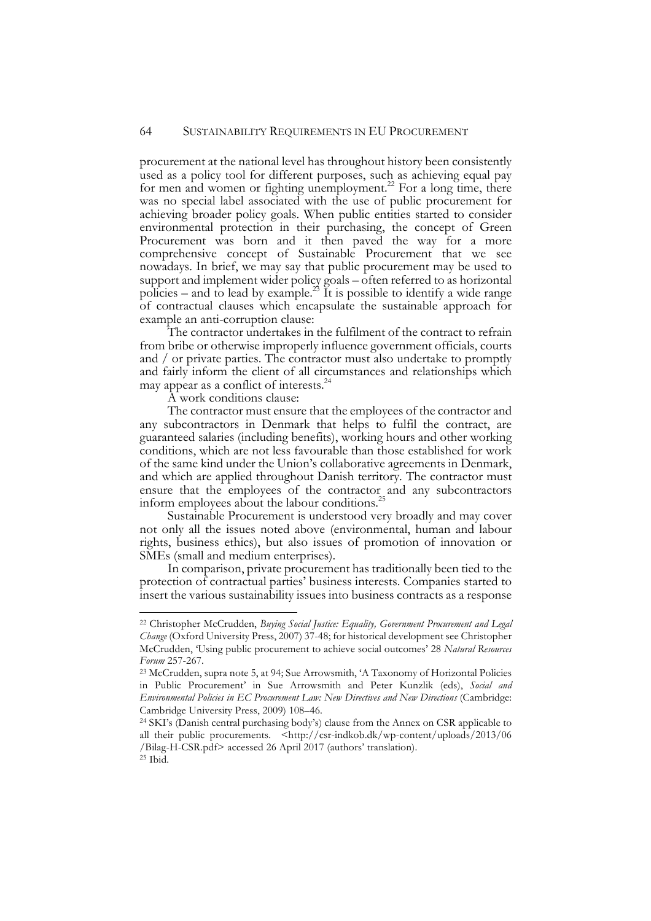procurement at the national level has throughout history been consistently used as a policy tool for different purposes, such as achieving equal pay for men and women or fighting unemployment.[22] For a long time, there was no special label associated with the use of public procurement for achieving broader policy goals. When public entities started to consider environmental protection in their purchasing, the concept of Green Procurement was born and it then paved the way for a more comprehensive concept of Sustainable Procurement that we see nowadays. In brief, we may say that public procurement may be used to support and implement wider policy goals – often referred to as horizontal policies – and to lead by example.[23] It is possible to identify a wide range of contractual clauses which encapsulate the sustainable approach for example an anti-corruption clause:

The contractor undertakes in the fulfilment of the contract to refrain from bribe or otherwise improperly influence government officials, courts and / or private parties. The contractor must also undertake to promptly and fairly inform the client of all circumstances and relationships which may appear as a conflict of interests.[24]

A work conditions clause:

The contractor must ensure that the employees of the contractor and any subcontractors in Denmark that helps to fulfil the contract, are guaranteed salaries (including benefits), working hours and other working conditions, which are not less favourable than those established for work of the same kind under the Union's collaborative agreements in Denmark, and which are applied throughout Danish territory. The contractor must ensure that the employees of the contractor and any subcontractors inform employees about the labour conditions.[25]

Sustainable Procurement is understood very broadly and may cover not only all the issues noted above (environmental, human and labour rights, business ethics), but also issues of promotion of innovation or SMEs (small and medium enterprises).

In comparison, private procurement has traditionally been tied to the protection of contractual parties' business interests. Companies started to insert the various sustainability issues into business contracts as a response

---

[22] Christopher McCrudden, *Buying Social Justice: Equality, Government Procurement and Legal Change* (Oxford University Press, 2007) 37-48; for historical development see Christopher McCrudden, 'Using public procurement to achieve social outcomes' 28 *Natural Resources Forum* 257-267.

[23] McCrudden, supra note 5, at 94; Sue Arrowsmith, 'A Taxonomy of Horizontal Policies in Public Procurement' in Sue Arrowsmith and Peter Kunzlik (eds), *Social and Environmental Policies in EC Procurement Law: New Directives and New Directions* (Cambridge: Cambridge University Press, 2009) 108–46.

[24] SKI's (Danish central purchasing body's) clause from the Annex on CSR applicable to all their public procurements. <http://csr-indkob.dk/wp-content/uploads/2013/06/Bilag-H-CSR.pdf> accessed 26 April 2017 (authors' translation).

[25] Ibid.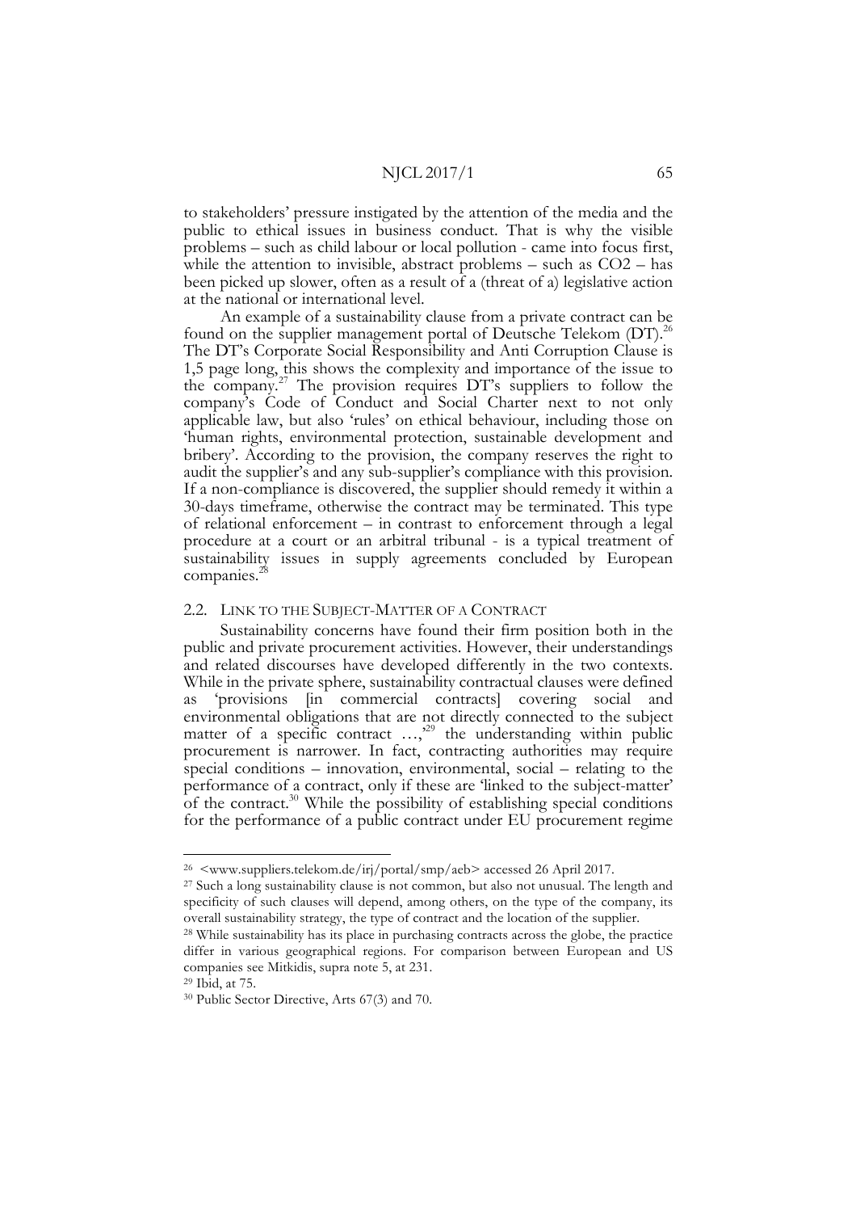to stakeholders' pressure instigated by the attention of the media and the public to ethical issues in business conduct. That is why the visible problems – such as child labour or local pollution - came into focus first, while the attention to invisible, abstract problems – such as $CO_2$ – has been picked up slower, often as a result of a (threat of a) legislative action at the national or international level.

An example of a sustainability clause from a private contract can be found on the supplier management portal of Deutsche Telekom (DT).[26] The DT's Corporate Social Responsibility and Anti Corruption Clause is 1,5 page long, this shows the complexity and importance of the issue to the company.[27] The provision requires DT's suppliers to follow the company's Code of Conduct and Social Charter next to not only applicable law, but also 'rules' on ethical behaviour, including those on 'human rights, environmental protection, sustainable development and bribery'. According to the provision, the company reserves the right to audit the supplier's and any sub-supplier's compliance with this provision. If a non-compliance is discovered, the supplier should remedy it within a 30-days timeframe, otherwise the contract may be terminated. This type of relational enforcement – in contrast to enforcement through a legal procedure at a court or an arbitral tribunal - is a typical treatment of sustainability issues in supply agreements concluded by European companies.[28]

## 2.2. LINK TO THE SUBJECT-MATTER OF A CONTRACT

Sustainability concerns have found their firm position both in the public and private procurement activities. However, their understandings and related discourses have developed differently in the two contexts. While in the private sphere, sustainability contractual clauses were defined as 'provisions [in commercial contracts] covering social and environmental obligations that are not directly connected to the subject matter of a specific contract …,'[29] the understanding within public procurement is narrower. In fact, contracting authorities may require special conditions – innovation, environmental, social – relating to the performance of a contract, only if these are 'linked to the subject-matter' of the contract.[30] While the possibility of establishing special conditions for the performance of a public contract under EU procurement regime

---

[26] <www.suppliers.telekom.de/irj/portal/smp/aeb> accessed 26 April 2017.

[27] Such a long sustainability clause is not common, but also not unusual. The length and specificity of such clauses will depend, among others, on the type of the company, its overall sustainability strategy, the type of contract and the location of the supplier.

[28] While sustainability has its place in purchasing contracts across the globe, the practice differ in various geographical regions. For comparison between European and US companies see Mitkidis, supra note 5, at 231.

[29] Ibid, at 75.

[30] Public Sector Directive, Arts 67(3) and 70.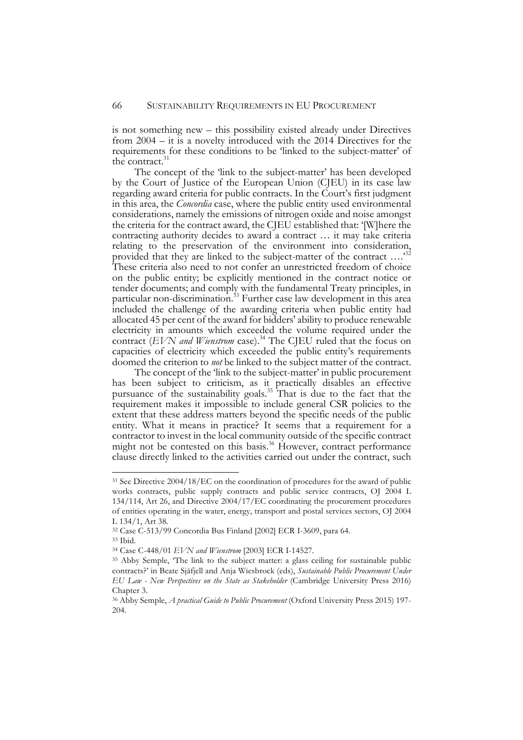is not something new – this possibility existed already under Directives from 2004 – it is a novelty introduced with the 2014 Directives for the requirements for these conditions to be 'linked to the subject-matter' of the contract.[31]

The concept of the 'link to the subject-matter' has been developed by the Court of Justice of the European Union (CJEU) in its case law regarding award criteria for public contracts. In the Court's first judgment in this area, the *Concordia* case, where the public entity used environmental considerations, namely the emissions of nitrogen oxide and noise amongst the criteria for the contract award, the CJEU established that: '[W]here the contracting authority decides to award a contract … it may take criteria relating to the preservation of the environment into consideration, provided that they are linked to the subject-matter of the contract ….'[32] These criteria also need to not confer an unrestricted freedom of choice on the public entity; be explicitly mentioned in the contract notice or tender documents; and comply with the fundamental Treaty principles, in particular non-discrimination.[33] Further case law development in this area included the challenge of the awarding criteria when public entity had allocated 45 per cent of the award for bidders' ability to produce renewable electricity in amounts which exceeded the volume required under the contract (*EVN and Wienstrom* case).[34] The CJEU ruled that the focus on capacities of electricity which exceeded the public entity's requirements doomed the criterion to *not* be linked to the subject matter of the contract.

The concept of the 'link to the subject-matter' in public procurement has been subject to criticism, as it practically disables an effective pursuance of the sustainability goals.[35] That is due to the fact that the requirement makes it impossible to include general CSR policies to the extent that these address matters beyond the specific needs of the public entity. What it means in practice? It seems that a requirement for a contractor to invest in the local community outside of the specific contract might not be contested on this basis.[36] However, contract performance clause directly linked to the activities carried out under the contract, such

---

[31] See Directive 2004/18/EC on the coordination of procedures for the award of public works contracts, public supply contracts and public service contracts, OJ 2004 L 134/114, Art 26, and Directive 2004/17/EC coordinating the procurement procedures of entities operating in the water, energy, transport and postal services sectors, OJ 2004 L 134/1, Art 38.

[32] Case C-513/99 Concordia Bus Finland [2002] ECR I-3609, para 64.

[33] Ibid.

[34] Case C-448/01 *EVN and Wienstrom* [2003] ECR I-14527.

[35] Abby Semple, 'The link to the subject matter: a glass ceiling for sustainable public contracts?' in Beate Sjåfjell and Anja Wiesbrock (eds), *Sustainable Public Procurement Under EU Law - New Perspectives on the State as Stakeholder* (Cambridge University Press 2016) Chapter 3.

[36] Abby Semple, *A practical Guide to Public Procurement* (Oxford University Press 2015) 197-204.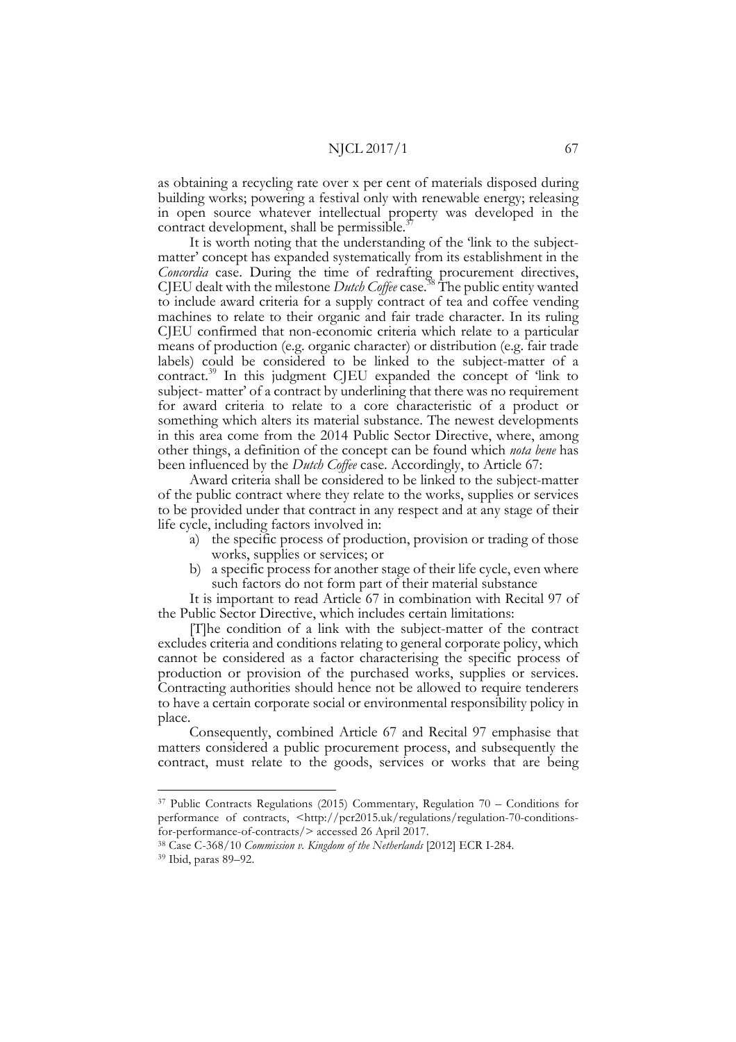as obtaining a recycling rate over x per cent of materials disposed during building works; powering a festival only with renewable energy; releasing in open source whatever intellectual property was developed in the contract development, shall be permissible.[37]

It is worth noting that the understanding of the 'link to the subject-matter' concept has expanded systematically from its establishment in the *Concordia* case. During the time of redrafting procurement directives, CJEU dealt with the milestone *Dutch Coffee* case.[38] The public entity wanted to include award criteria for a supply contract of tea and coffee vending machines to relate to their organic and fair trade character. In its ruling CJEU confirmed that non-economic criteria which relate to a particular means of production (e.g. organic character) or distribution (e.g. fair trade labels) could be considered to be linked to the subject-matter of a contract.[39] In this judgment CJEU expanded the concept of 'link to subject- matter' of a contract by underlining that there was no requirement for award criteria to relate to a core characteristic of a product or something which alters its material substance. The newest developments in this area come from the 2014 Public Sector Directive, where, among other things, a definition of the concept can be found which *nota bene* has been influenced by the *Dutch Coffee* case. Accordingly, to Article 67:

Award criteria shall be considered to be linked to the subject-matter of the public contract where they relate to the works, supplies or services to be provided under that contract in any respect and at any stage of their life cycle, including factors involved in:

a) the specific process of production, provision or trading of those works, supplies or services; or
b) a specific process for another stage of their life cycle, even where such factors do not form part of their material substance

It is important to read Article 67 in combination with Recital 97 of the Public Sector Directive, which includes certain limitations:

[T]he condition of a link with the subject-matter of the contract excludes criteria and conditions relating to general corporate policy, which cannot be considered as a factor characterising the specific process of production or provision of the purchased works, supplies or services. Contracting authorities should hence not be allowed to require tenderers to have a certain corporate social or environmental responsibility policy in place.

Consequently, combined Article 67 and Recital 97 emphasise that matters considered a public procurement process, and subsequently the contract, must relate to the goods, services or works that are being

---

[37] Public Contracts Regulations (2015) Commentary, Regulation 70 – Conditions for performance of contracts, <http://pcr2015.uk/regulations/regulation-70-conditions-for-performance-of-contracts/> accessed 26 April 2017.

[38] Case C-368/10 *Commission v. Kingdom of the Netherlands* [2012] ECR I-284.

[39] Ibid, paras 89–92.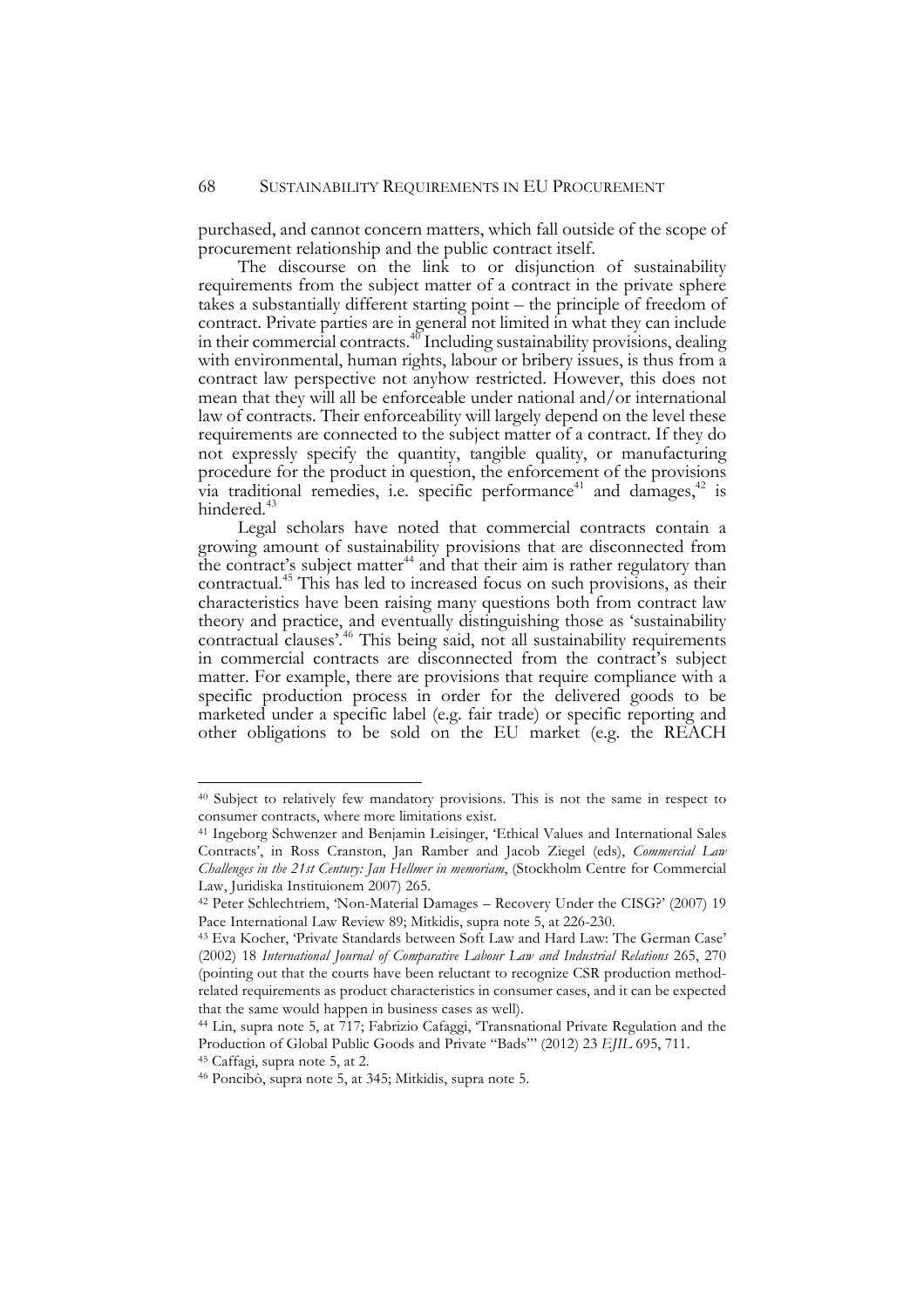purchased, and cannot concern matters, which fall outside of the scope of procurement relationship and the public contract itself.

The discourse on the link to or disjunction of sustainability requirements from the subject matter of a contract in the private sphere takes a substantially different starting point – the principle of freedom of contract. Private parties are in general not limited in what they can include in their commercial contracts.[40] Including sustainability provisions, dealing with environmental, human rights, labour or bribery issues, is thus from a contract law perspective not anyhow restricted. However, this does not mean that they will all be enforceable under national and/or international law of contracts. Their enforceability will largely depend on the level these requirements are connected to the subject matter of a contract. If they do not expressly specify the quantity, tangible quality, or manufacturing procedure for the product in question, the enforcement of the provisions via traditional remedies, i.e. specific performance[41] and damages,[42] is hindered.[43]

Legal scholars have noted that commercial contracts contain a growing amount of sustainability provisions that are disconnected from the contract's subject matter[44] and that their aim is rather regulatory than contractual.[45] This has led to increased focus on such provisions, as their characteristics have been raising many questions both from contract law theory and practice, and eventually distinguishing those as 'sustainability contractual clauses'.[46] This being said, not all sustainability requirements in commercial contracts are disconnected from the contract's subject matter. For example, there are provisions that require compliance with a specific production process in order for the delivered goods to be marketed under a specific label (e.g. fair trade) or specific reporting and other obligations to be sold on the EU market (e.g. the REACH

---

[40] Subject to relatively few mandatory provisions. This is not the same in respect to consumer contracts, where more limitations exist.

[41] Ingeborg Schwenzer and Benjamin Leisinger, 'Ethical Values and International Sales Contracts', in Ross Cranston, Jan Ramber and Jacob Ziegel (eds), *Commercial Law Challenges in the 21st Century: Jan Hellmer in memoriam*, (Stockholm Centre for Commercial Law, Juridiska Instituionem 2007) 265.

[42] Peter Schlechtriem, 'Non-Material Damages – Recovery Under the CISG?' (2007) 19 Pace International Law Review 89; Mitkidis, supra note 5, at 226-230.

[43] Eva Kocher, 'Private Standards between Soft Law and Hard Law: The German Case' (2002) 18 *International Journal of Comparative Labour Law and Industrial Relations* 265, 270 (pointing out that the courts have been reluctant to recognize CSR production method-related requirements as product characteristics in consumer cases, and it can be expected that the same would happen in business cases as well).

[44] Lin, supra note 5, at 717; Fabrizio Cafaggi, 'Transnational Private Regulation and the Production of Global Public Goods and Private "Bads"' (2012) 23 *EJIL* 695, 711.

[45] Caffagi, supra note 5, at 2.

[46] Poncibò, supra note 5, at 345; Mitkidis, supra note 5.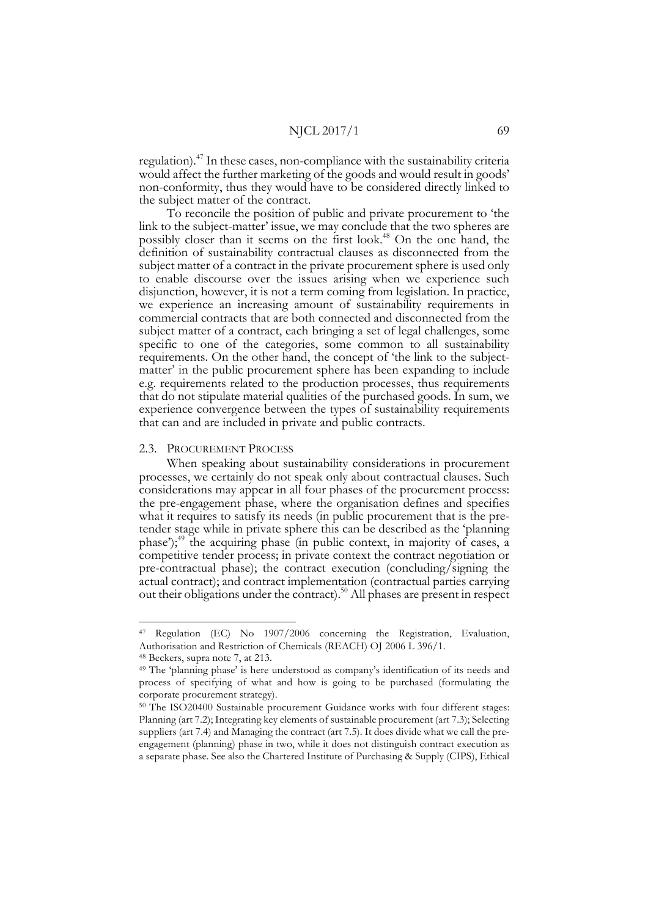regulation).[47] In these cases, non-compliance with the sustainability criteria would affect the further marketing of the goods and would result in goods' non-conformity, thus they would have to be considered directly linked to the subject matter of the contract.

To reconcile the position of public and private procurement to 'the link to the subject-matter' issue, we may conclude that the two spheres are possibly closer than it seems on the first look.[48] On the one hand, the definition of sustainability contractual clauses as disconnected from the subject matter of a contract in the private procurement sphere is used only to enable discourse over the issues arising when we experience such disjunction, however, it is not a term coming from legislation. In practice, we experience an increasing amount of sustainability requirements in commercial contracts that are both connected and disconnected from the subject matter of a contract, each bringing a set of legal challenges, some specific to one of the categories, some common to all sustainability requirements. On the other hand, the concept of 'the link to the subject-matter' in the public procurement sphere has been expanding to include e.g. requirements related to the production processes, thus requirements that do not stipulate material qualities of the purchased goods. In sum, we experience convergence between the types of sustainability requirements that can and are included in private and public contracts.

### 2.3. Procurement Process

When speaking about sustainability considerations in procurement processes, we certainly do not speak only about contractual clauses. Such considerations may appear in all four phases of the procurement process: the pre-engagement phase, where the organisation defines and specifies what it requires to satisfy its needs (in public procurement that is the pre-tender stage while in private sphere this can be described as the 'planning phase');[49] the acquiring phase (in public context, in majority of cases, a competitive tender process; in private context the contract negotiation or pre-contractual phase); the contract execution (concluding/signing the actual contract); and contract implementation (contractual parties carrying out their obligations under the contract).[50] All phases are present in respect

---

[47] Regulation (EC) No 1907/2006 concerning the Registration, Evaluation, Authorisation and Restriction of Chemicals (REACH) OJ 2006 L 396/1.

[48] Beckers, supra note 7, at 213.

[49] The 'planning phase' is here understood as company's identification of its needs and process of specifying of what and how is going to be purchased (formulating the corporate procurement strategy).

[50] The ISO20400 Sustainable procurement Guidance works with four different stages: Planning (art 7.2); Integrating key elements of sustainable procurement (art 7.3); Selecting suppliers (art 7.4) and Managing the contract (art 7.5). It does divide what we call the pre-engagement (planning) phase in two, while it does not distinguish contract execution as a separate phase. See also the Chartered Institute of Purchasing & Supply (CIPS), Ethical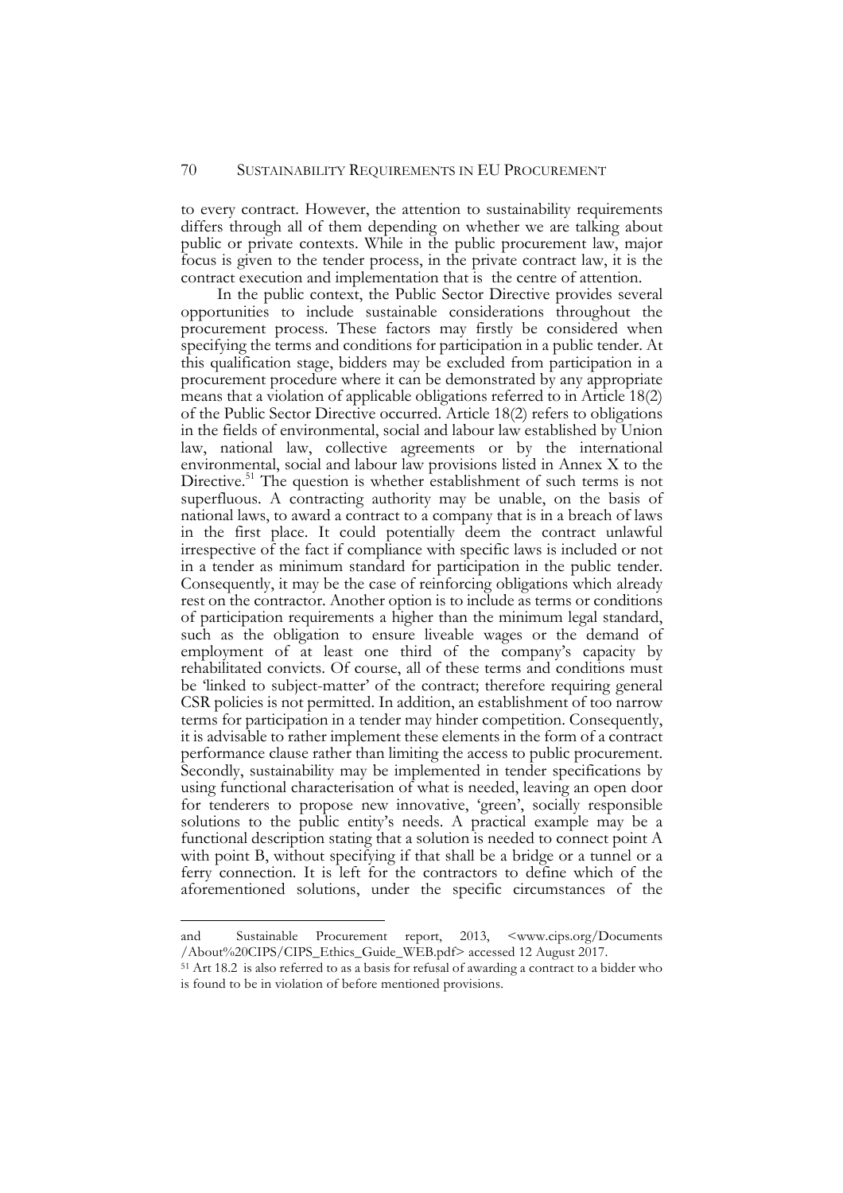to every contract. However, the attention to sustainability requirements differs through all of them depending on whether we are talking about public or private contexts. While in the public procurement law, major focus is given to the tender process, in the private contract law, it is the contract execution and implementation that is the centre of attention.

In the public context, the Public Sector Directive provides several opportunities to include sustainable considerations throughout the procurement process. These factors may firstly be considered when specifying the terms and conditions for participation in a public tender. At this qualification stage, bidders may be excluded from participation in a procurement procedure where it can be demonstrated by any appropriate means that a violation of applicable obligations referred to in Article 18(2) of the Public Sector Directive occurred. Article 18(2) refers to obligations in the fields of environmental, social and labour law established by Union law, national law, collective agreements or by the international environmental, social and labour law provisions listed in Annex X to the Directive.[51] The question is whether establishment of such terms is not superfluous. A contracting authority may be unable, on the basis of national laws, to award a contract to a company that is in a breach of laws in the first place. It could potentially deem the contract unlawful irrespective of the fact if compliance with specific laws is included or not in a tender as minimum standard for participation in the public tender. Consequently, it may be the case of reinforcing obligations which already rest on the contractor. Another option is to include as terms or conditions of participation requirements a higher than the minimum legal standard, such as the obligation to ensure liveable wages or the demand of employment of at least one third of the company's capacity by rehabilitated convicts. Of course, all of these terms and conditions must be 'linked to subject-matter' of the contract; therefore requiring general CSR policies is not permitted. In addition, an establishment of too narrow terms for participation in a tender may hinder competition. Consequently, it is advisable to rather implement these elements in the form of a contract performance clause rather than limiting the access to public procurement. Secondly, sustainability may be implemented in tender specifications by using functional characterisation of what is needed, leaving an open door for tenderers to propose new innovative, 'green', socially responsible solutions to the public entity's needs. A practical example may be a functional description stating that a solution is needed to connect point A with point B, without specifying if that shall be a bridge or a tunnel or a ferry connection. It is left for the contractors to define which of the aforementioned solutions, under the specific circumstances of the

---

and Sustainable Procurement report, 2013, <www.cips.org/Documents/About%20CIPS/CIPS_Ethics_Guide_WEB.pdf> accessed 12 August 2017.

[51] Art 18.2 is also referred to as a basis for refusal of awarding a contract to a bidder who is found to be in violation of before mentioned provisions.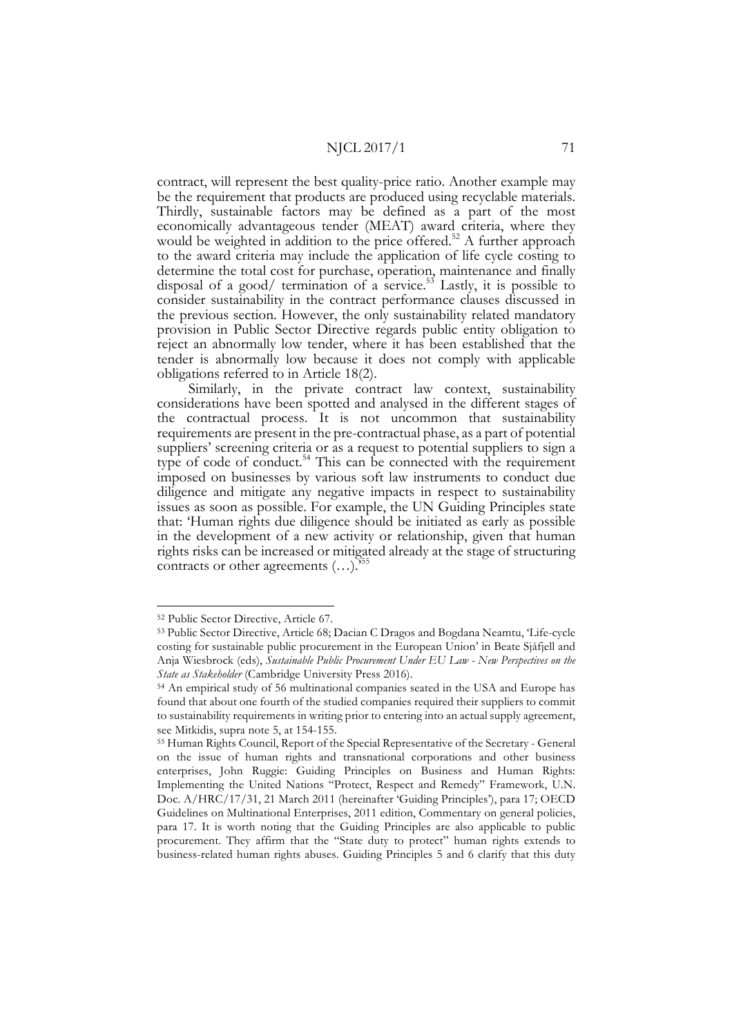contract, will represent the best quality-price ratio. Another example may be the requirement that products are produced using recyclable materials. Thirdly, sustainable factors may be defined as a part of the most economically advantageous tender (MEAT) award criteria, where they would be weighted in addition to the price offered.[52] A further approach to the award criteria may include the application of life cycle costing to determine the total cost for purchase, operation, maintenance and finally disposal of a good/ termination of a service.[53] Lastly, it is possible to consider sustainability in the contract performance clauses discussed in the previous section. However, the only sustainability related mandatory provision in Public Sector Directive regards public entity obligation to reject an abnormally low tender, where it has been established that the tender is abnormally low because it does not comply with applicable obligations referred to in Article 18(2).

Similarly, in the private contract law context, sustainability considerations have been spotted and analysed in the different stages of the contractual process. It is not uncommon that sustainability requirements are present in the pre-contractual phase, as a part of potential suppliers' screening criteria or as a request to potential suppliers to sign a type of code of conduct.[54] This can be connected with the requirement imposed on businesses by various soft law instruments to conduct due diligence and mitigate any negative impacts in respect to sustainability issues as soon as possible. For example, the UN Guiding Principles state that: 'Human rights due diligence should be initiated as early as possible in the development of a new activity or relationship, given that human rights risks can be increased or mitigated already at the stage of structuring contracts or other agreements (…).'[55]

---

[52] Public Sector Directive, Article 67.

[53] Public Sector Directive, Article 68; Dacian C Dragos and Bogdana Neamtu, 'Life-cycle costing for sustainable public procurement in the European Union' in Beate Sjåfjell and Anja Wiesbrock (eds), *Sustainable Public Procurement Under EU Law - New Perspectives on the State as Stakeholder* (Cambridge University Press 2016).

[54] An empirical study of 56 multinational companies seated in the USA and Europe has found that about one fourth of the studied companies required their suppliers to commit to sustainability requirements in writing prior to entering into an actual supply agreement, see Mitkidis, supra note 5, at 154-155.

[55] Human Rights Council, Report of the Special Representative of the Secretary - General on the issue of human rights and transnational corporations and other business enterprises, John Ruggie: Guiding Principles on Business and Human Rights: Implementing the United Nations "Protect, Respect and Remedy" Framework, U.N. Doc. A/HRC/17/31, 21 March 2011 (hereinafter 'Guiding Principles'), para 17; OECD Guidelines on Multinational Enterprises, 2011 edition, Commentary on general policies, para 17. It is worth noting that the Guiding Principles are also applicable to public procurement. They affirm that the "State duty to protect" human rights extends to business-related human rights abuses. Guiding Principles 5 and 6 clarify that this duty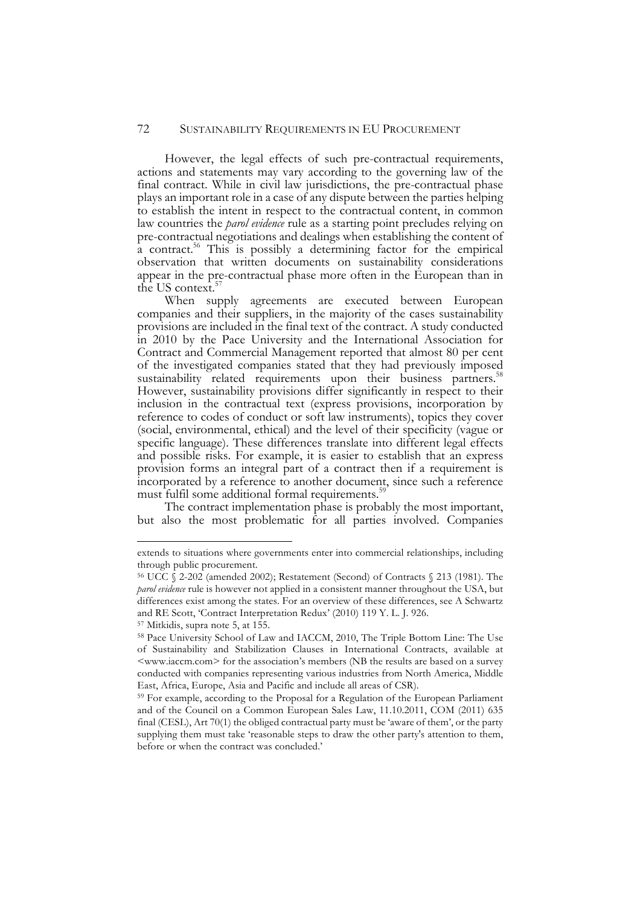However, the legal effects of such pre-contractual requirements, actions and statements may vary according to the governing law of the final contract. While in civil law jurisdictions, the pre-contractual phase plays an important role in a case of any dispute between the parties helping to establish the intent in respect to the contractual content, in common law countries the *parol evidence* rule as a starting point precludes relying on pre-contractual negotiations and dealings when establishing the content of a contract.[56] This is possibly a determining factor for the empirical observation that written documents on sustainability considerations appear in the pre-contractual phase more often in the European than in the US context.[57]

When supply agreements are executed between European companies and their suppliers, in the majority of the cases sustainability provisions are included in the final text of the contract. A study conducted in 2010 by the Pace University and the International Association for Contract and Commercial Management reported that almost 80 per cent of the investigated companies stated that they had previously imposed sustainability related requirements upon their business partners.[58] However, sustainability provisions differ significantly in respect to their inclusion in the contractual text (express provisions, incorporation by reference to codes of conduct or soft law instruments), topics they cover (social, environmental, ethical) and the level of their specificity (vague or specific language). These differences translate into different legal effects and possible risks. For example, it is easier to establish that an express provision forms an integral part of a contract then if a requirement is incorporated by a reference to another document, since such a reference must fulfil some additional formal requirements.[59]

The contract implementation phase is probably the most important, but also the most problematic for all parties involved. Companies

---

extends to situations where governments enter into commercial relationships, including through public procurement.

56 UCC § 2-202 (amended 2002); Restatement (Second) of Contracts § 213 (1981). The *parol evidence* rule is however not applied in a consistent manner throughout the USA, but differences exist among the states. For an overview of these differences, see A Schwartz and RE Scott, 'Contract Interpretation Redux' (2010) 119 Y. L. J. 926.

57 Mitkidis, supra note 5, at 155.

58 Pace University School of Law and IACCM, 2010, The Triple Bottom Line: The Use of Sustainability and Stabilization Clauses in International Contracts, available at <www.iaccm.com> for the association's members (NB the results are based on a survey conducted with companies representing various industries from North America, Middle East, Africa, Europe, Asia and Pacific and include all areas of CSR).

59 For example, according to the Proposal for a Regulation of the European Parliament and of the Council on a Common European Sales Law, 11.10.2011, COM (2011) 635 final (CESL), Art 70(1) the obliged contractual party must be 'aware of them', or the party supplying them must take 'reasonable steps to draw the other party's attention to them, before or when the contract was concluded.'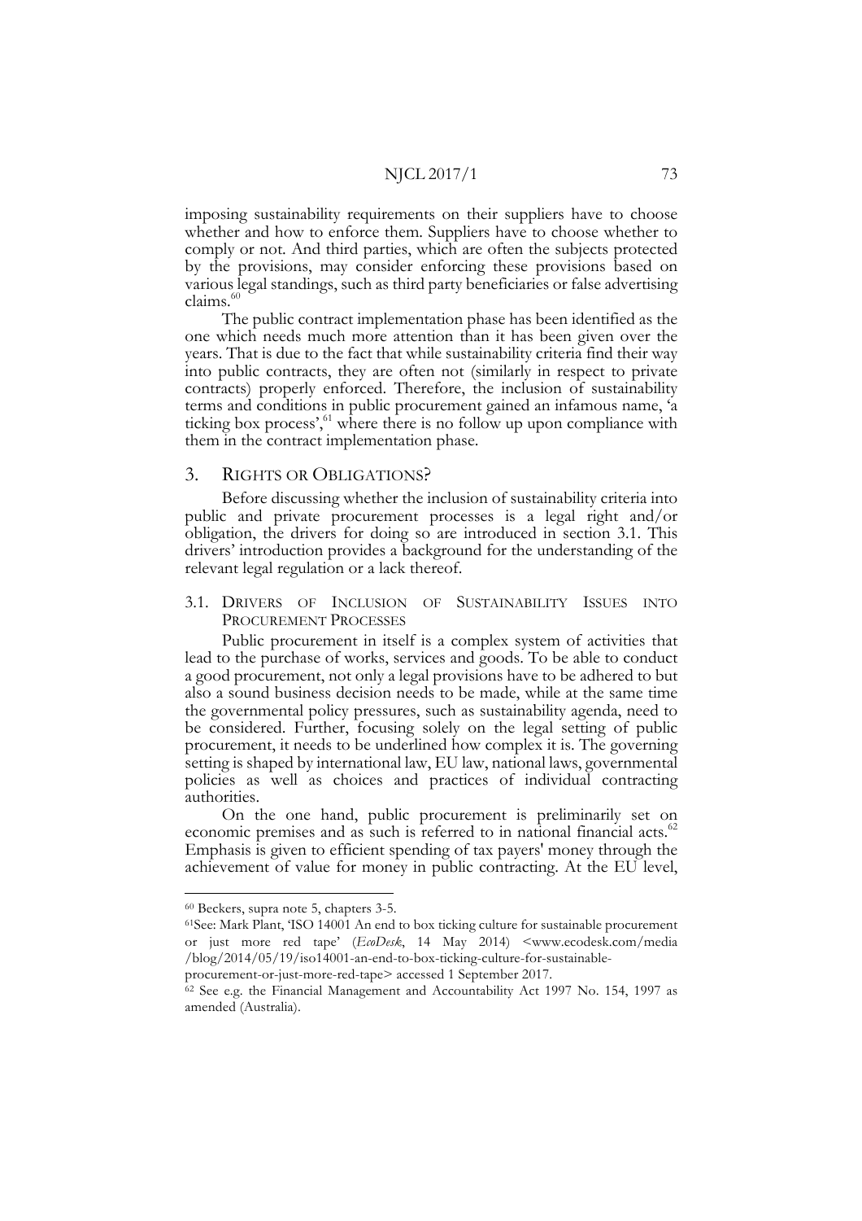imposing sustainability requirements on their suppliers have to choose whether and how to enforce them. Suppliers have to choose whether to comply or not. And third parties, which are often the subjects protected by the provisions, may consider enforcing these provisions based on various legal standings, such as third party beneficiaries or false advertising claims.[60]

The public contract implementation phase has been identified as the one which needs much more attention than it has been given over the years. That is due to the fact that while sustainability criteria find their way into public contracts, they are often not (similarly in respect to private contracts) properly enforced. Therefore, the inclusion of sustainability terms and conditions in public procurement gained an infamous name, 'a ticking box process',[61] where there is no follow up upon compliance with them in the contract implementation phase.

## 3. RIGHTS OR OBLIGATIONS?

Before discussing whether the inclusion of sustainability criteria into public and private procurement processes is a legal right and/or obligation, the drivers for doing so are introduced in section 3.1. This drivers' introduction provides a background for the understanding of the relevant legal regulation or a lack thereof.

### 3.1. DRIVERS OF INCLUSION OF SUSTAINABILITY ISSUES INTO PROCUREMENT PROCESSES

Public procurement in itself is a complex system of activities that lead to the purchase of works, services and goods. To be able to conduct a good procurement, not only a legal provisions have to be adhered to but also a sound business decision needs to be made, while at the same time the governmental policy pressures, such as sustainability agenda, need to be considered. Further, focusing solely on the legal setting of public procurement, it needs to be underlined how complex it is. The governing setting is shaped by international law, EU law, national laws, governmental policies as well as choices and practices of individual contracting authorities.

On the one hand, public procurement is preliminarily set on economic premises and as such is referred to in national financial acts.[62] Emphasis is given to efficient spending of tax payers' money through the achievement of value for money in public contracting. At the EU level,

---

[60] Beckers, supra note 5, chapters 3-5.

[61] See: Mark Plant, 'ISO 14001 An end to box ticking culture for sustainable procurement or just more red tape' (*EcoDesk*, 14 May 2014) <www.ecodesk.com/media/blog/2014/05/19/iso14001-an-end-to-box-ticking-culture-for-sustainable-procurement-or-just-more-red-tape> accessed 1 September 2017.

[62] See e.g. the Financial Management and Accountability Act 1997 No. 154, 1997 as amended (Australia).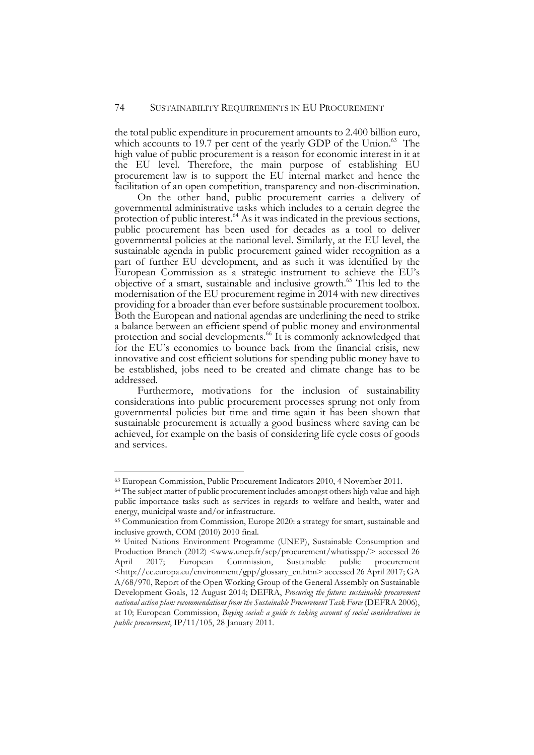the total public expenditure in procurement amounts to 2.400 billion euro, which accounts to 19.7 per cent of the yearly GDP of the Union.[63] The high value of public procurement is a reason for economic interest in it at the EU level. Therefore, the main purpose of establishing EU procurement law is to support the EU internal market and hence the facilitation of an open competition, transparency and non-discrimination.

On the other hand, public procurement carries a delivery of governmental administrative tasks which includes to a certain degree the protection of public interest.[64] As it was indicated in the previous sections, public procurement has been used for decades as a tool to deliver governmental policies at the national level. Similarly, at the EU level, the sustainable agenda in public procurement gained wider recognition as a part of further EU development, and as such it was identified by the European Commission as a strategic instrument to achieve the EU's objective of a smart, sustainable and inclusive growth.[65] This led to the modernisation of the EU procurement regime in 2014 with new directives providing for a broader than ever before sustainable procurement toolbox. Both the European and national agendas are underlining the need to strike a balance between an efficient spend of public money and environmental protection and social developments.[66] It is commonly acknowledged that for the EU's economies to bounce back from the financial crisis, new innovative and cost efficient solutions for spending public money have to be established, jobs need to be created and climate change has to be addressed.

Furthermore, motivations for the inclusion of sustainability considerations into public procurement processes sprung not only from governmental policies but time and time again it has been shown that sustainable procurement is actually a good business where saving can be achieved, for example on the basis of considering life cycle costs of goods and services.

---

[63] European Commission, Public Procurement Indicators 2010, 4 November 2011.

[64] The subject matter of public procurement includes amongst others high value and high public importance tasks such as services in regards to welfare and health, water and energy, municipal waste and/or infrastructure.

[65] Communication from Commission, Europe 2020: a strategy for smart, sustainable and inclusive growth, COM (2010) 2010 final.

[66] United Nations Environment Programme (UNEP), Sustainable Consumption and Production Branch (2012) <www.unep.fr/scp/procurement/whatisspp/> accessed 26 April 2017; European Commission, Sustainable public procurement <http://ec.europa.eu/environment/gpp/glossary_en.htm> accessed 26 April 2017; GA A/68/970, Report of the Open Working Group of the General Assembly on Sustainable Development Goals, 12 August 2014; DEFRA, *Procuring the future: sustainable procurement national action plan: recommendations from the Sustainable Procurement Task Force* (DEFRA 2006), at 10; European Commission, *Buying social: a guide to taking account of social considerations in public procurement*, IP/11/105, 28 January 2011.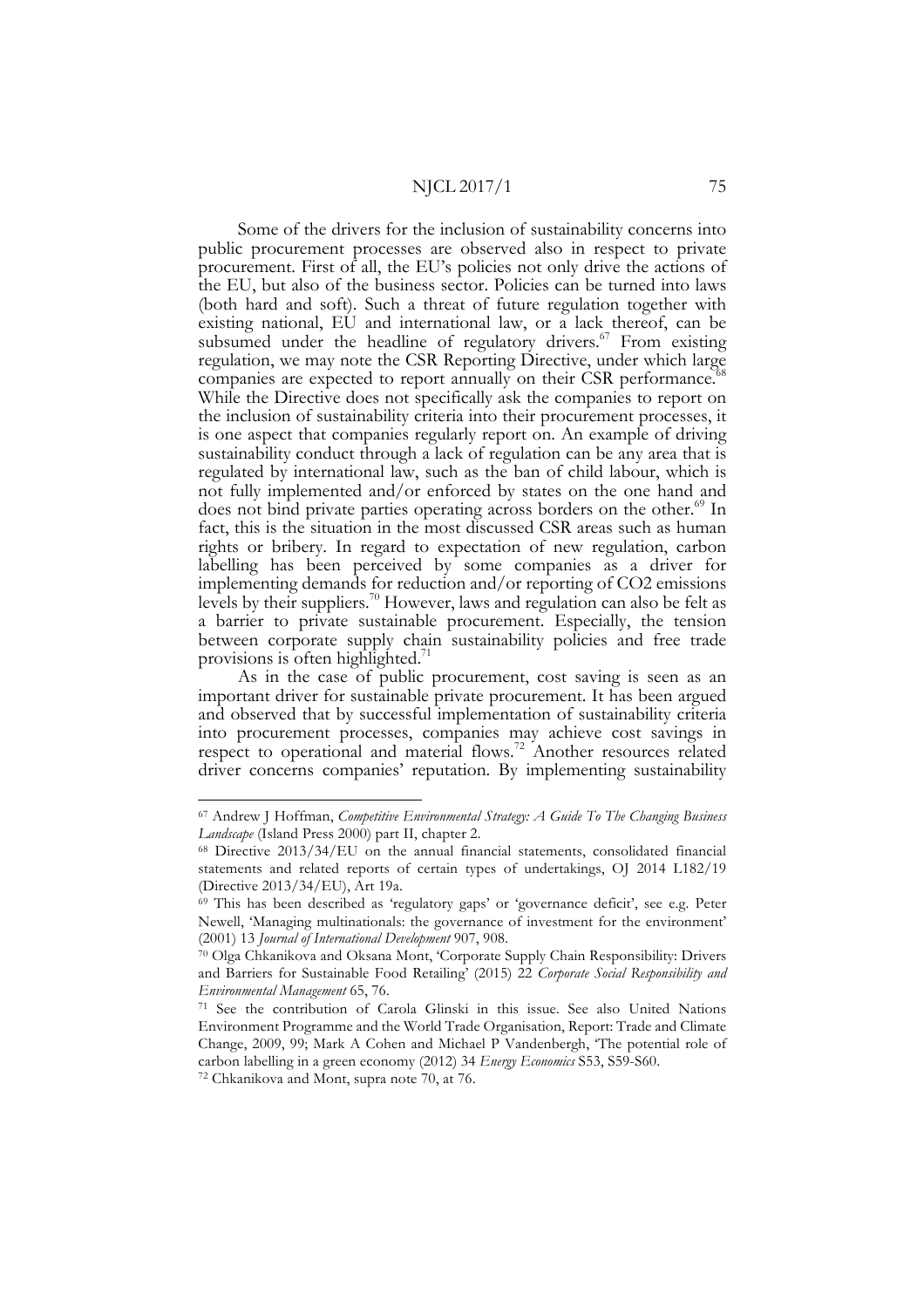Some of the drivers for the inclusion of sustainability concerns into public procurement processes are observed also in respect to private procurement. First of all, the EU's policies not only drive the actions of the EU, but also of the business sector. Policies can be turned into laws (both hard and soft). Such a threat of future regulation together with existing national, EU and international law, or a lack thereof, can be subsumed under the headline of regulatory drivers.[67] From existing regulation, we may note the CSR Reporting Directive, under which large companies are expected to report annually on their CSR performance.[68] While the Directive does not specifically ask the companies to report on the inclusion of sustainability criteria into their procurement processes, it is one aspect that companies regularly report on. An example of driving sustainability conduct through a lack of regulation can be any area that is regulated by international law, such as the ban of child labour, which is not fully implemented and/or enforced by states on the one hand and does not bind private parties operating across borders on the other.[69] In fact, this is the situation in the most discussed CSR areas such as human rights or bribery. In regard to expectation of new regulation, carbon labelling has been perceived by some companies as a driver for implementing demands for reduction and/or reporting of $CO_2$ emissions levels by their suppliers.[70] However, laws and regulation can also be felt as a barrier to private sustainable procurement. Especially, the tension between corporate supply chain sustainability policies and free trade provisions is often highlighted.[71]

As in the case of public procurement, cost saving is seen as an important driver for sustainable private procurement. It has been argued and observed that by successful implementation of sustainability criteria into procurement processes, companies may achieve cost savings in respect to operational and material flows.[72] Another resources related driver concerns companies' reputation. By implementing sustainability

---

[67] Andrew J Hoffman, *Competitive Environmental Strategy: A Guide To The Changing Business Landscape* (Island Press 2000) part II, chapter 2.

[68] Directive 2013/34/EU on the annual financial statements, consolidated financial statements and related reports of certain types of undertakings, OJ 2014 L182/19 (Directive 2013/34/EU), Art 19a.

[69] This has been described as 'regulatory gaps' or 'governance deficit', see e.g. Peter Newell, 'Managing multinationals: the governance of investment for the environment' (2001) 13 *Journal of International Development* 907, 908.

[70] Olga Chkanikova and Oksana Mont, 'Corporate Supply Chain Responsibility: Drivers and Barriers for Sustainable Food Retailing' (2015) 22 *Corporate Social Responsibility and Environmental Management* 65, 76.

[71] See the contribution of Carola Glinski in this issue. See also United Nations Environment Programme and the World Trade Organisation, Report: Trade and Climate Change, 2009, 99; Mark A Cohen and Michael P Vandenbergh, 'The potential role of carbon labelling in a green economy (2012) 34 *Energy Economics* S53, S59-S60.

[72] Chkanikova and Mont, supra note 70, at 76.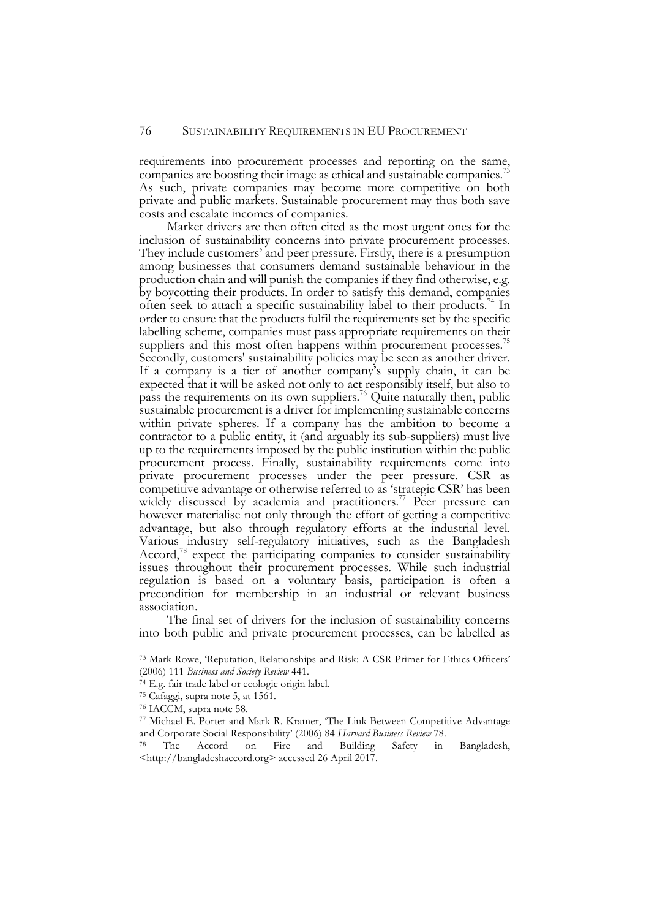requirements into procurement processes and reporting on the same, companies are boosting their image as ethical and sustainable companies.[73] As such, private companies may become more competitive on both private and public markets. Sustainable procurement may thus both save costs and escalate incomes of companies.

Market drivers are then often cited as the most urgent ones for the inclusion of sustainability concerns into private procurement processes. They include customers' and peer pressure. Firstly, there is a presumption among businesses that consumers demand sustainable behaviour in the production chain and will punish the companies if they find otherwise, e.g. by boycotting their products. In order to satisfy this demand, companies often seek to attach a specific sustainability label to their products.[74] In order to ensure that the products fulfil the requirements set by the specific labelling scheme, companies must pass appropriate requirements on their suppliers and this most often happens within procurement processes.[75] Secondly, customers' sustainability policies may be seen as another driver. If a company is a tier of another company's supply chain, it can be expected that it will be asked not only to act responsibly itself, but also to pass the requirements on its own suppliers.[76] Quite naturally then, public sustainable procurement is a driver for implementing sustainable concerns within private spheres. If a company has the ambition to become a contractor to a public entity, it (and arguably its sub-suppliers) must live up to the requirements imposed by the public institution within the public procurement process. Finally, sustainability requirements come into private procurement processes under the peer pressure. CSR as competitive advantage or otherwise referred to as 'strategic CSR' has been widely discussed by academia and practitioners.[77] Peer pressure can however materialise not only through the effort of getting a competitive advantage, but also through regulatory efforts at the industrial level. Various industry self-regulatory initiatives, such as the Bangladesh Accord,[78] expect the participating companies to consider sustainability issues throughout their procurement processes. While such industrial regulation is based on a voluntary basis, participation is often a precondition for membership in an industrial or relevant business association.

The final set of drivers for the inclusion of sustainability concerns into both public and private procurement processes, can be labelled as

---

[73] Mark Rowe, 'Reputation, Relationships and Risk: A CSR Primer for Ethics Officers' (2006) 111 *Business and Society Review* 441.

[74] E.g. fair trade label or ecologic origin label.

[75] Cafaggi, supra note 5, at 1561.

[76] IACCM, supra note 58.

[77] Michael E. Porter and Mark R. Kramer, 'The Link Between Competitive Advantage and Corporate Social Responsibility' (2006) 84 *Harvard Business Review* 78.

[78] The Accord on Fire and Building Safety in Bangladesh, <http://bangladeshaccord.org> accessed 26 April 2017.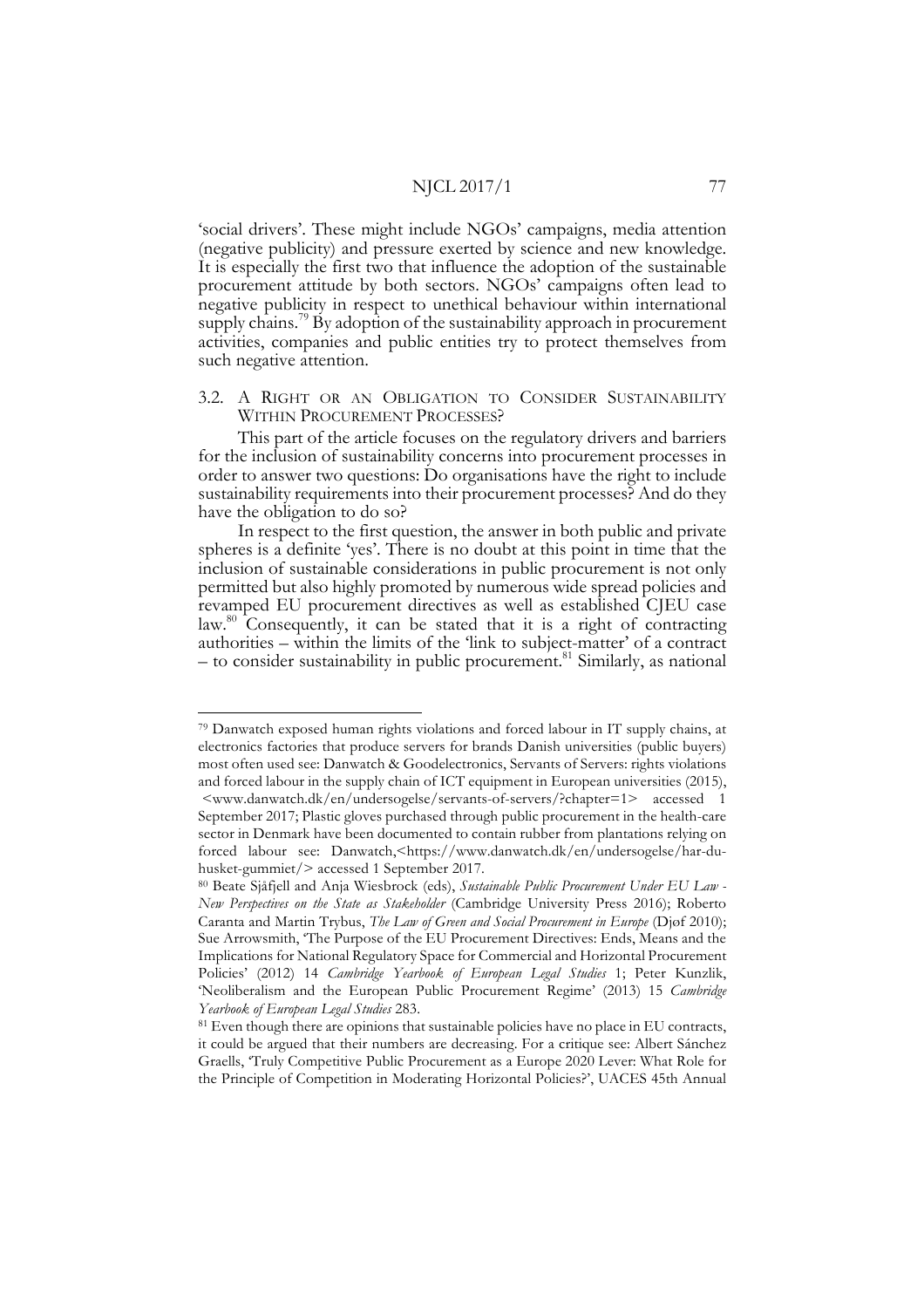'social drivers'. These might include NGOs' campaigns, media attention (negative publicity) and pressure exerted by science and new knowledge. It is especially the first two that influence the adoption of the sustainable procurement attitude by both sectors. NGOs' campaigns often lead to negative publicity in respect to unethical behaviour within international supply chains.[79] By adoption of the sustainability approach in procurement activities, companies and public entities try to protect themselves from such negative attention.

### 3.2. A Right or an Obligation to Consider Sustainability Within Procurement Processes?

This part of the article focuses on the regulatory drivers and barriers for the inclusion of sustainability concerns into procurement processes in order to answer two questions: Do organisations have the right to include sustainability requirements into their procurement processes? And do they have the obligation to do so?

In respect to the first question, the answer in both public and private spheres is a definite 'yes'. There is no doubt at this point in time that the inclusion of sustainable considerations in public procurement is not only permitted but also highly promoted by numerous wide spread policies and revamped EU procurement directives as well as established CJEU case law.[80] Consequently, it can be stated that it is a right of contracting authorities – within the limits of the 'link to subject-matter' of a contract – to consider sustainability in public procurement.[81] Similarly, as national

---

[79] Danwatch exposed human rights violations and forced labour in IT supply chains, at electronics factories that produce servers for brands Danish universities (public buyers) most often used see: Danwatch & Goodelectronics, Servants of Servers: rights violations and forced labour in the supply chain of ICT equipment in European universities (2015), <www.danwatch.dk/en/undersogelse/servants-of-servers/?chapter=1> accessed 1 September 2017; Plastic gloves purchased through public procurement in the health-care sector in Denmark have been documented to contain rubber from plantations relying on forced labour see: Danwatch,<https://www.danwatch.dk/en/undersogelse/har-du-husket-gummiet/> accessed 1 September 2017.

[80] Beate Sjåfjell and Anja Wiesbrock (eds), *Sustainable Public Procurement Under EU Law - New Perspectives on the State as Stakeholder* (Cambridge University Press 2016); Roberto Caranta and Martin Trybus, *The Law of Green and Social Procurement in Europe* (Djøf 2010); Sue Arrowsmith, 'The Purpose of the EU Procurement Directives: Ends, Means and the Implications for National Regulatory Space for Commercial and Horizontal Procurement Policies' (2012) 14 *Cambridge Yearbook of European Legal Studies* 1; Peter Kunzlik, 'Neoliberalism and the European Public Procurement Regime' (2013) 15 *Cambridge Yearbook of European Legal Studies* 283.

[81] Even though there are opinions that sustainable policies have no place in EU contracts, it could be argued that their numbers are decreasing. For a critique see: Albert Sánchez Graells, 'Truly Competitive Public Procurement as a Europe 2020 Lever: What Role for the Principle of Competition in Moderating Horizontal Policies?', UACES 45th Annual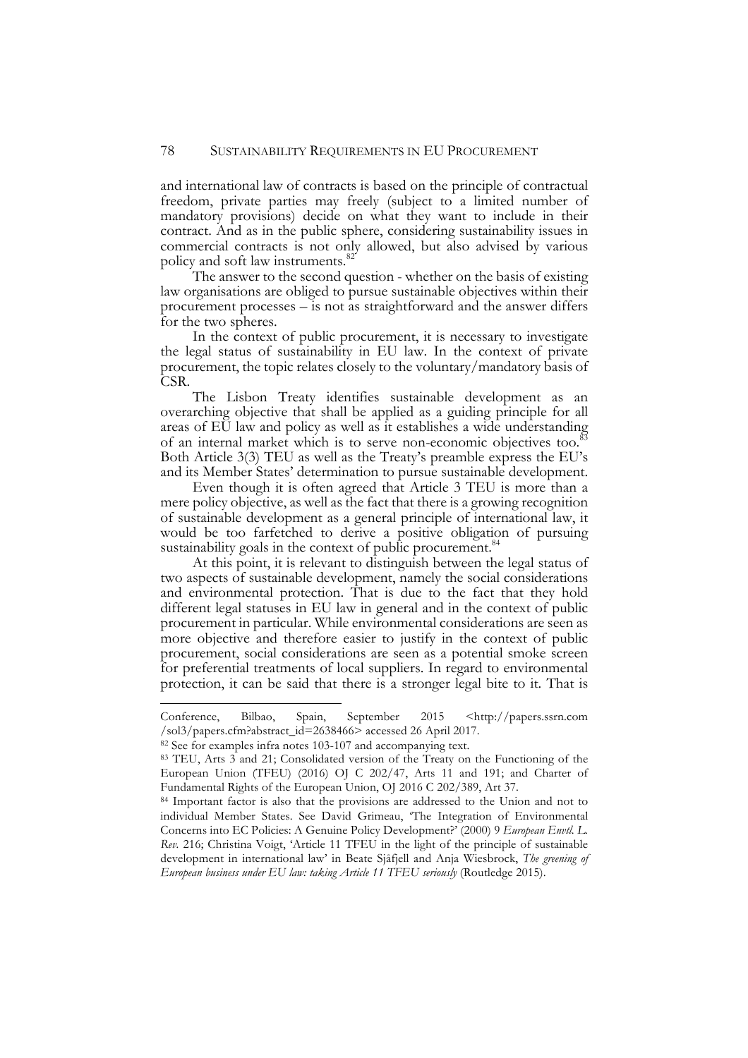and international law of contracts is based on the principle of contractual freedom, private parties may freely (subject to a limited number of mandatory provisions) decide on what they want to include in their contract. And as in the public sphere, considering sustainability issues in commercial contracts is not only allowed, but also advised by various policy and soft law instruments.[82]

The answer to the second question - whether on the basis of existing law organisations are obliged to pursue sustainable objectives within their procurement processes – is not as straightforward and the answer differs for the two spheres.

In the context of public procurement, it is necessary to investigate the legal status of sustainability in EU law. In the context of private procurement, the topic relates closely to the voluntary/mandatory basis of CSR.

The Lisbon Treaty identifies sustainable development as an overarching objective that shall be applied as a guiding principle for all areas of EU law and policy as well as it establishes a wide understanding of an internal market which is to serve non-economic objectives too.[83] Both Article 3(3) TEU as well as the Treaty's preamble express the EU's and its Member States' determination to pursue sustainable development.

Even though it is often agreed that Article 3 TEU is more than a mere policy objective, as well as the fact that there is a growing recognition of sustainable development as a general principle of international law, it would be too farfetched to derive a positive obligation of pursuing sustainability goals in the context of public procurement.[84]

At this point, it is relevant to distinguish between the legal status of two aspects of sustainable development, namely the social considerations and environmental protection. That is due to the fact that they hold different legal statuses in EU law in general and in the context of public procurement in particular. While environmental considerations are seen as more objective and therefore easier to justify in the context of public procurement, social considerations are seen as a potential smoke screen for preferential treatments of local suppliers. In regard to environmental protection, it can be said that there is a stronger legal bite to it. That is

---

Conference, Bilbao, Spain, September 2015 <http://papers.ssrn.com/sol3/papers.cfm?abstract_id=2638466> accessed 26 April 2017.

[82] See for examples infra notes 103-107 and accompanying text.

[83] TEU, Arts 3 and 21; Consolidated version of the Treaty on the Functioning of the European Union (TFEU) (2016) OJ C 202/47, Arts 11 and 191; and Charter of Fundamental Rights of the European Union, OJ 2016 C 202/389, Art 37.

[84] Important factor is also that the provisions are addressed to the Union and not to individual Member States. See David Grimeau, 'The Integration of Environmental Concerns into EC Policies: A Genuine Policy Development?' (2000) 9 *European Envtl. L. Rev.* 216; Christina Voigt, 'Article 11 TFEU in the light of the principle of sustainable development in international law' in Beate Sjåfjell and Anja Wiesbrock, *The greening of European business under EU law: taking Article 11 TFEU seriously* (Routledge 2015).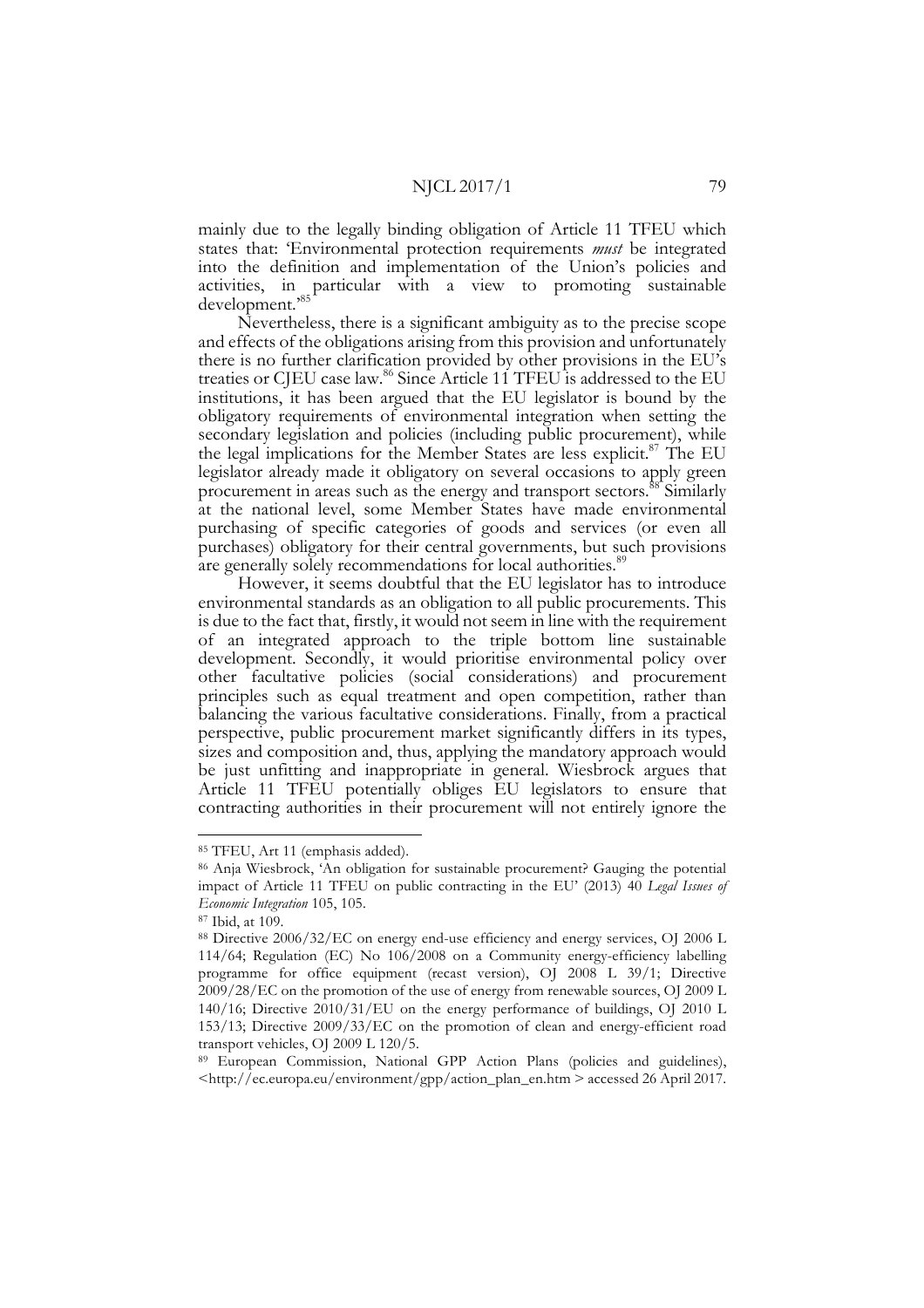mainly due to the legally binding obligation of Article 11 TFEU which states that: 'Environmental protection requirements *must* be integrated into the definition and implementation of the Union's policies and activities, in particular with a view to promoting sustainable development.'[85]

Nevertheless, there is a significant ambiguity as to the precise scope and effects of the obligations arising from this provision and unfortunately there is no further clarification provided by other provisions in the EU's treaties or CJEU case law.[86] Since Article 11 TFEU is addressed to the EU institutions, it has been argued that the EU legislator is bound by the obligatory requirements of environmental integration when setting the secondary legislation and policies (including public procurement), while the legal implications for the Member States are less explicit.[87] The EU legislator already made it obligatory on several occasions to apply green procurement in areas such as the energy and transport sectors.[88] Similarly at the national level, some Member States have made environmental purchasing of specific categories of goods and services (or even all purchases) obligatory for their central governments, but such provisions are generally solely recommendations for local authorities.[89]

However, it seems doubtful that the EU legislator has to introduce environmental standards as an obligation to all public procurements. This is due to the fact that, firstly, it would not seem in line with the requirement of an integrated approach to the triple bottom line sustainable development. Secondly, it would prioritise environmental policy over other facultative policies (social considerations) and procurement principles such as equal treatment and open competition, rather than balancing the various facultative considerations. Finally, from a practical perspective, public procurement market significantly differs in its types, sizes and composition and, thus, applying the mandatory approach would be just unfitting and inappropriate in general. Wiesbrock argues that Article 11 TFEU potentially obliges EU legislators to ensure that contracting authorities in their procurement will not entirely ignore the

---

[85] TFEU, Art 11 (emphasis added).

[86] Anja Wiesbrock, 'An obligation for sustainable procurement? Gauging the potential impact of Article 11 TFEU on public contracting in the EU' (2013) 40 *Legal Issues of Economic Integration* 105, 105.

[87] Ibid, at 109.

[88] Directive 2006/32/EC on energy end-use efficiency and energy services, OJ 2006 L 114/64; Regulation (EC) No 106/2008 on a Community energy-efficiency labelling programme for office equipment (recast version), OJ 2008 L 39/1; Directive 2009/28/EC on the promotion of the use of energy from renewable sources, OJ 2009 L 140/16; Directive 2010/31/EU on the energy performance of buildings, OJ 2010 L 153/13; Directive 2009/33/EC on the promotion of clean and energy-efficient road transport vehicles, OJ 2009 L 120/5.

[89] European Commission, National GPP Action Plans (policies and guidelines), <http://ec.europa.eu/environment/gpp/action_plan_en.htm > accessed 26 April 2017.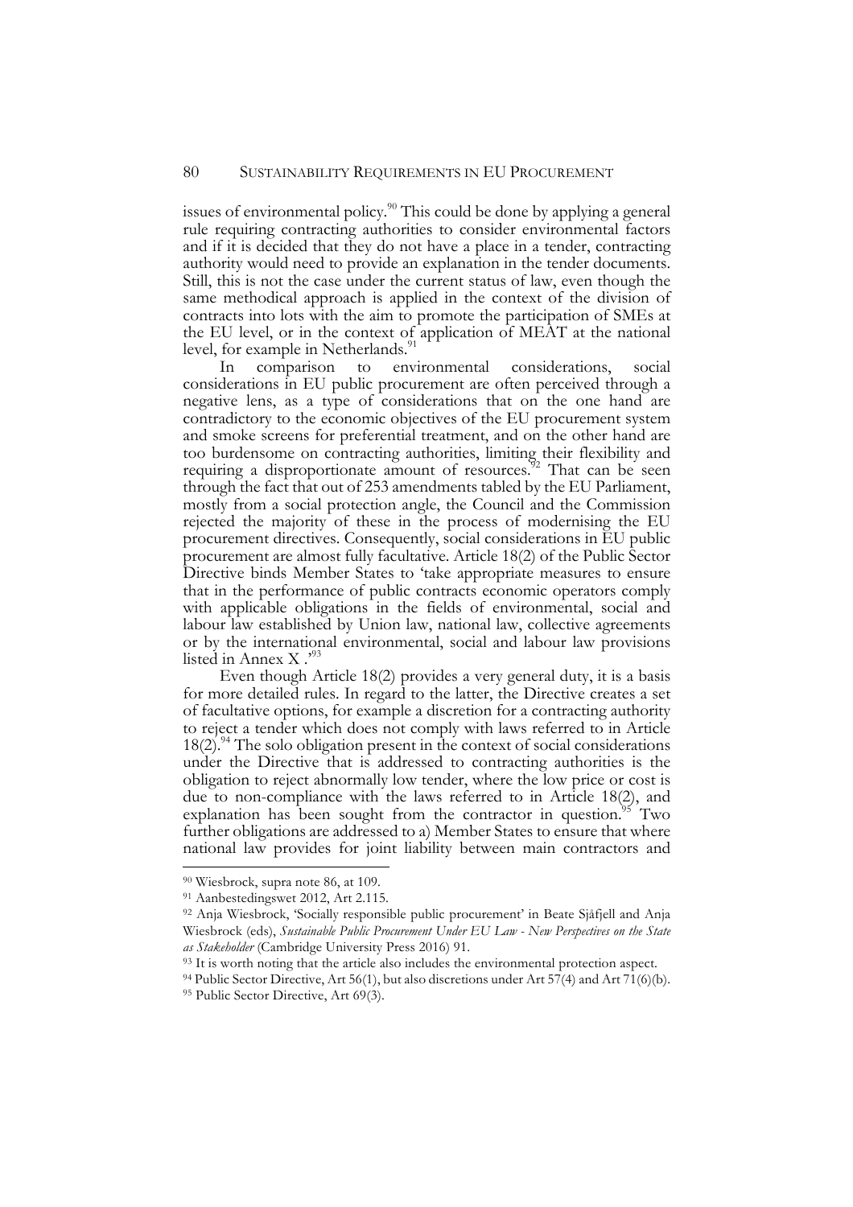issues of environmental policy.[90] This could be done by applying a general rule requiring contracting authorities to consider environmental factors and if it is decided that they do not have a place in a tender, contracting authority would need to provide an explanation in the tender documents. Still, this is not the case under the current status of law, even though the same methodical approach is applied in the context of the division of contracts into lots with the aim to promote the participation of SMEs at the EU level, or in the context of application of MEAT at the national level, for example in Netherlands.[91]

In comparison to environmental considerations, social considerations in EU public procurement are often perceived through a negative lens, as a type of considerations that on the one hand are contradictory to the economic objectives of the EU procurement system and smoke screens for preferential treatment, and on the other hand are too burdensome on contracting authorities, limiting their flexibility and requiring a disproportionate amount of resources.[92] That can be seen through the fact that out of 253 amendments tabled by the EU Parliament, mostly from a social protection angle, the Council and the Commission rejected the majority of these in the process of modernising the EU procurement directives. Consequently, social considerations in EU public procurement are almost fully facultative. Article 18(2) of the Public Sector Directive binds Member States to 'take appropriate measures to ensure that in the performance of public contracts economic operators comply with applicable obligations in the fields of environmental, social and labour law established by Union law, national law, collective agreements or by the international environmental, social and labour law provisions listed in Annex X .'[93]

Even though Article 18(2) provides a very general duty, it is a basis for more detailed rules. In regard to the latter, the Directive creates a set of facultative options, for example a discretion for a contracting authority to reject a tender which does not comply with laws referred to in Article 18(2).[94] The solo obligation present in the context of social considerations under the Directive that is addressed to contracting authorities is the obligation to reject abnormally low tender, where the low price or cost is due to non-compliance with the laws referred to in Article 18(2), and explanation has been sought from the contractor in question.[95] Two further obligations are addressed to a) Member States to ensure that where national law provides for joint liability between main contractors and

---

[90] Wiesbrock, supra note 86, at 109.

[91] Aanbestedingswet 2012, Art 2.115.

[92] Anja Wiesbrock, 'Socially responsible public procurement' in Beate Sjåfjell and Anja Wiesbrock (eds), *Sustainable Public Procurement Under EU Law - New Perspectives on the State as Stakeholder* (Cambridge University Press 2016) 91.

[93] It is worth noting that the article also includes the environmental protection aspect.

[94] Public Sector Directive, Art 56(1), but also discretions under Art 57(4) and Art 71(6)(b).

[95] Public Sector Directive, Art 69(3).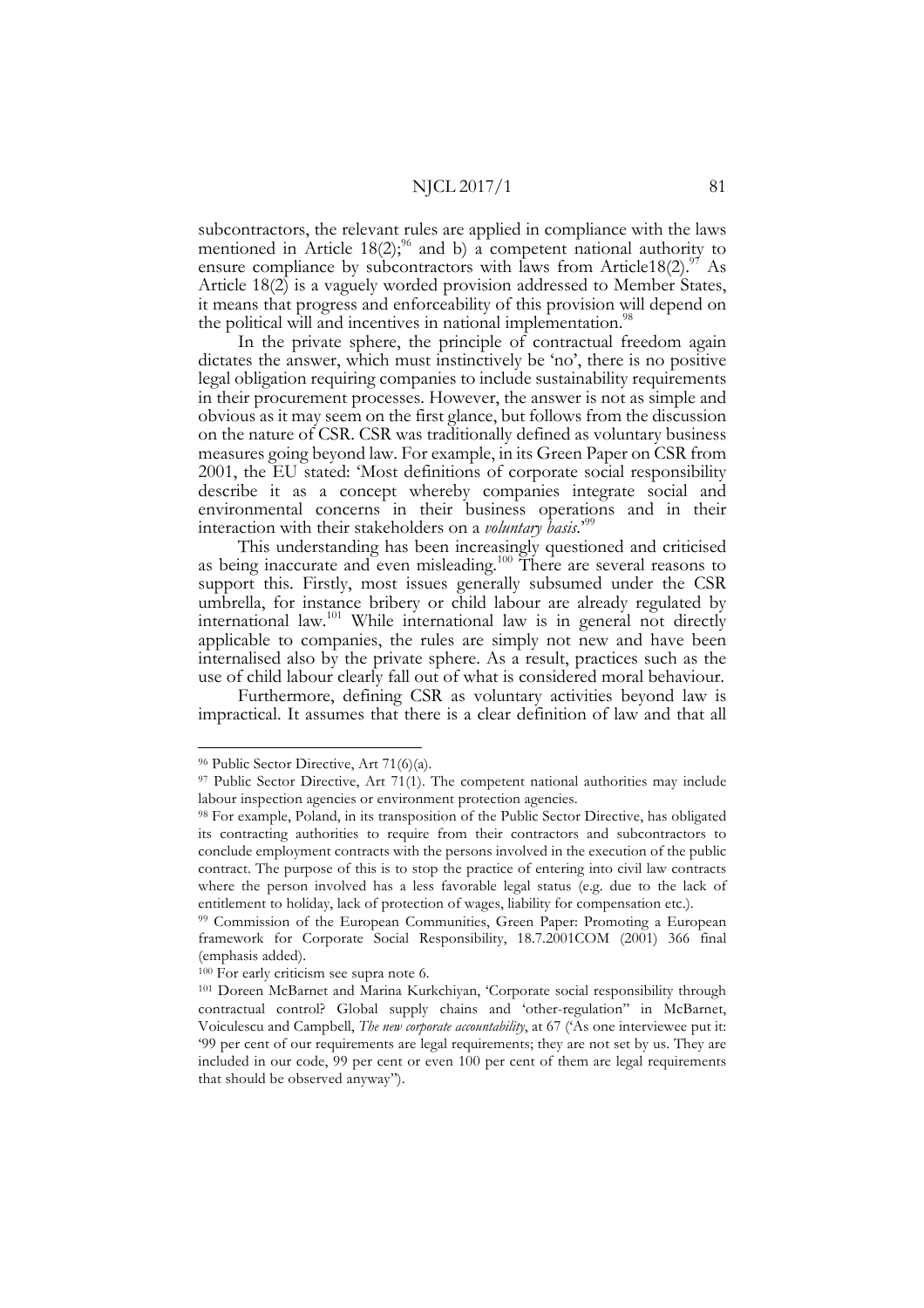subcontractors, the relevant rules are applied in compliance with the laws mentioned in Article 18(2);[96] and b) a competent national authority to ensure compliance by subcontractors with laws from Article18(2).[97] As Article 18(2) is a vaguely worded provision addressed to Member States, it means that progress and enforceability of this provision will depend on the political will and incentives in national implementation.[98]

In the private sphere, the principle of contractual freedom again dictates the answer, which must instinctively be 'no', there is no positive legal obligation requiring companies to include sustainability requirements in their procurement processes. However, the answer is not as simple and obvious as it may seem on the first glance, but follows from the discussion on the nature of CSR. CSR was traditionally defined as voluntary business measures going beyond law. For example, in its Green Paper on CSR from 2001, the EU stated: 'Most definitions of corporate social responsibility describe it as a concept whereby companies integrate social and environmental concerns in their business operations and in their interaction with their stakeholders on a *voluntary basis*.'[99]

This understanding has been increasingly questioned and criticised as being inaccurate and even misleading.[100] There are several reasons to support this. Firstly, most issues generally subsumed under the CSR umbrella, for instance bribery or child labour are already regulated by international law.[101] While international law is in general not directly applicable to companies, the rules are simply not new and have been internalised also by the private sphere. As a result, practices such as the use of child labour clearly fall out of what is considered moral behaviour.

Furthermore, defining CSR as voluntary activities beyond law is impractical. It assumes that there is a clear definition of law and that all

---

[96] Public Sector Directive, Art 71(6)(a).

[97] Public Sector Directive, Art 71(1). The competent national authorities may include labour inspection agencies or environment protection agencies.

[98] For example, Poland, in its transposition of the Public Sector Directive, has obligated its contracting authorities to require from their contractors and subcontractors to conclude employment contracts with the persons involved in the execution of the public contract. The purpose of this is to stop the practice of entering into civil law contracts where the person involved has a less favorable legal status (e.g. due to the lack of entitlement to holiday, lack of protection of wages, liability for compensation etc.).

[99] Commission of the European Communities, Green Paper: Promoting a European framework for Corporate Social Responsibility, 18.7.2001COM (2001) 366 final (emphasis added).

[100] For early criticism see supra note 6.

[101] Doreen McBarnet and Marina Kurkchiyan, 'Corporate social responsibility through contractual control? Global supply chains and 'other-regulation'' in McBarnet, Voiculescu and Campbell, *The new corporate accountability*, at 67 ('As one interviewee put it: '99 per cent of our requirements are legal requirements; they are not set by us. They are included in our code, 99 per cent or even 100 per cent of them are legal requirements that should be observed anyway'').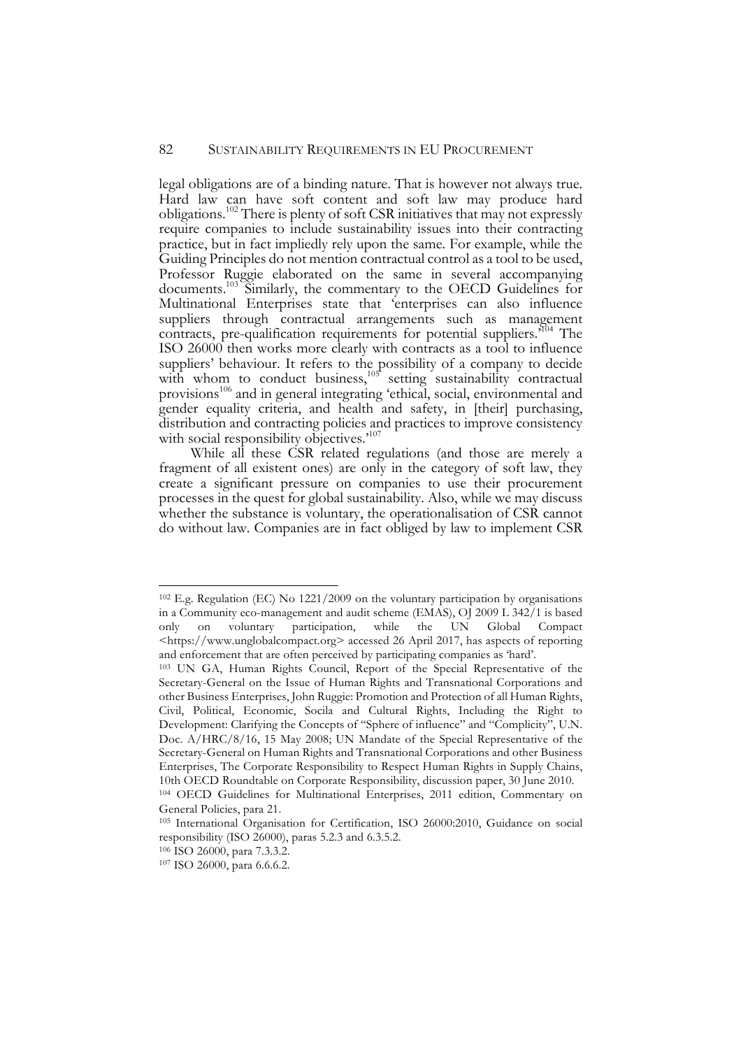legal obligations are of a binding nature. That is however not always true. Hard law can have soft content and soft law may produce hard obligations.[102] There is plenty of soft CSR initiatives that may not expressly require companies to include sustainability issues into their contracting practice, but in fact impliedly rely upon the same. For example, while the Guiding Principles do not mention contractual control as a tool to be used, Professor Ruggie elaborated on the same in several accompanying documents.[103] Similarly, the commentary to the OECD Guidelines for Multinational Enterprises state that 'enterprises can also influence suppliers through contractual arrangements such as management contracts, pre-qualification requirements for potential suppliers.'[104] The ISO 26000 then works more clearly with contracts as a tool to influence suppliers' behaviour. It refers to the possibility of a company to decide with whom to conduct business,[105] setting sustainability contractual provisions[106] and in general integrating 'ethical, social, environmental and gender equality criteria, and health and safety, in [their] purchasing, distribution and contracting policies and practices to improve consistency with social responsibility objectives.'[107]

While all these CSR related regulations (and those are merely a fragment of all existent ones) are only in the category of soft law, they create a significant pressure on companies to use their procurement processes in the quest for global sustainability. Also, while we may discuss whether the substance is voluntary, the operationalisation of CSR cannot do without law. Companies are in fact obliged by law to implement CSR

---

[102] E.g. Regulation (EC) No 1221/2009 on the voluntary participation by organisations in a Community eco-management and audit scheme (EMAS), OJ 2009 L 342/1 is based only on voluntary participation, while the UN Global Compact <https://www.unglobalcompact.org> accessed 26 April 2017, has aspects of reporting and enforcement that are often perceived by participating companies as 'hard'.

[103] UN GA, Human Rights Council, Report of the Special Representative of the Secretary-General on the Issue of Human Rights and Transnational Corporations and other Business Enterprises, John Ruggie: Promotion and Protection of all Human Rights, Civil, Political, Economic, Socila and Cultural Rights, Including the Right to Development: Clarifying the Concepts of "Sphere of influence" and "Complicity", U.N. Doc. A/HRC/8/16, 15 May 2008; UN Mandate of the Special Representative of the Secretary-General on Human Rights and Transnational Corporations and other Business Enterprises, The Corporate Responsibility to Respect Human Rights in Supply Chains, 10th OECD Roundtable on Corporate Responsibility, discussion paper, 30 June 2010.

[104] OECD Guidelines for Multinational Enterprises, 2011 edition, Commentary on General Policies, para 21.

[105] International Organisation for Certification, ISO 26000:2010, Guidance on social responsibility (ISO 26000), paras 5.2.3 and 6.3.5.2.

[106] ISO 26000, para 7.3.3.2.

[107] ISO 26000, para 6.6.6.2.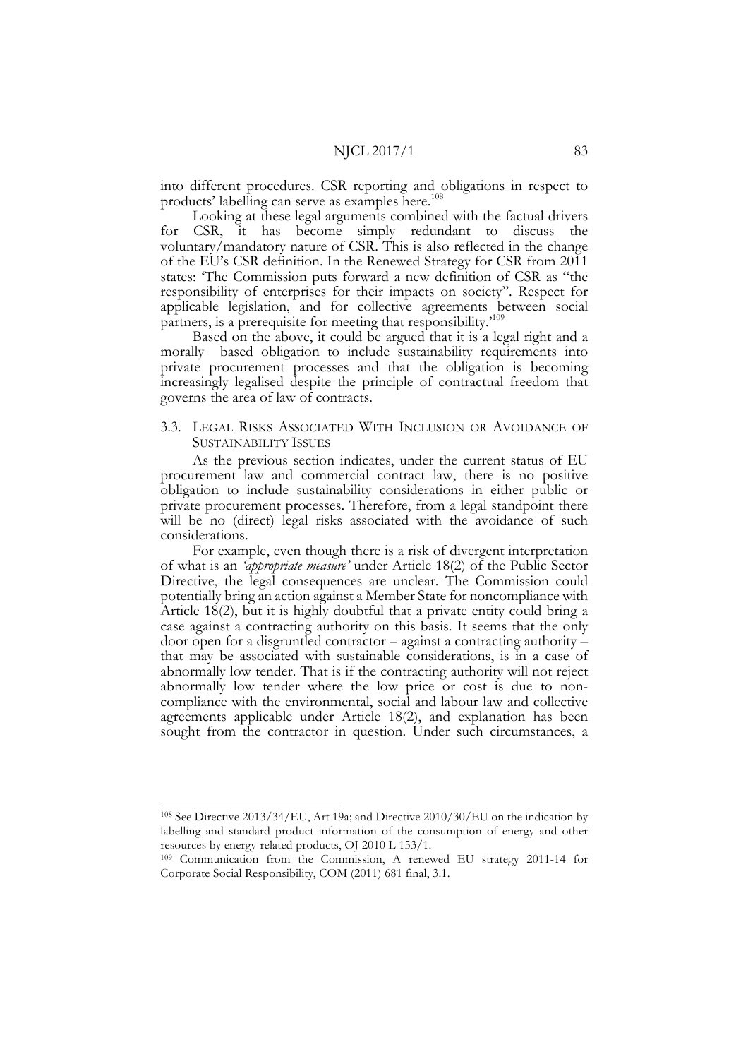into different procedures. CSR reporting and obligations in respect to products' labelling can serve as examples here.[108]

Looking at these legal arguments combined with the factual drivers for CSR, it has become simply redundant to discuss the voluntary/mandatory nature of CSR. This is also reflected in the change of the EU's CSR definition. In the Renewed Strategy for CSR from 2011 states: 'The Commission puts forward a new definition of CSR as "the responsibility of enterprises for their impacts on society". Respect for applicable legislation, and for collective agreements between social partners, is a prerequisite for meeting that responsibility.'[109]

Based on the above, it could be argued that it is a legal right and a morally based obligation to include sustainability requirements into private procurement processes and that the obligation is becoming increasingly legalised despite the principle of contractual freedom that governs the area of law of contracts.

### 3.3. Legal Risks Associated With Inclusion or Avoidance of Sustainability Issues

As the previous section indicates, under the current status of EU procurement law and commercial contract law, there is no positive obligation to include sustainability considerations in either public or private procurement processes. Therefore, from a legal standpoint there will be no (direct) legal risks associated with the avoidance of such considerations.

For example, even though there is a risk of divergent interpretation of what is an *'appropriate measure'* under Article 18(2) of the Public Sector Directive, the legal consequences are unclear. The Commission could potentially bring an action against a Member State for noncompliance with Article 18(2), but it is highly doubtful that a private entity could bring a case against a contracting authority on this basis. It seems that the only door open for a disgruntled contractor – against a contracting authority – that may be associated with sustainable considerations, is in a case of abnormally low tender. That is if the contracting authority will not reject abnormally low tender where the low price or cost is due to non-compliance with the environmental, social and labour law and collective agreements applicable under Article 18(2), and explanation has been sought from the contractor in question. Under such circumstances, a

---

[108] See Directive 2013/34/EU, Art 19a; and Directive 2010/30/EU on the indication by labelling and standard product information of the consumption of energy and other resources by energy-related products, OJ 2010 L 153/1.

[109] Communication from the Commission, A renewed EU strategy 2011-14 for Corporate Social Responsibility, COM (2011) 681 final, 3.1.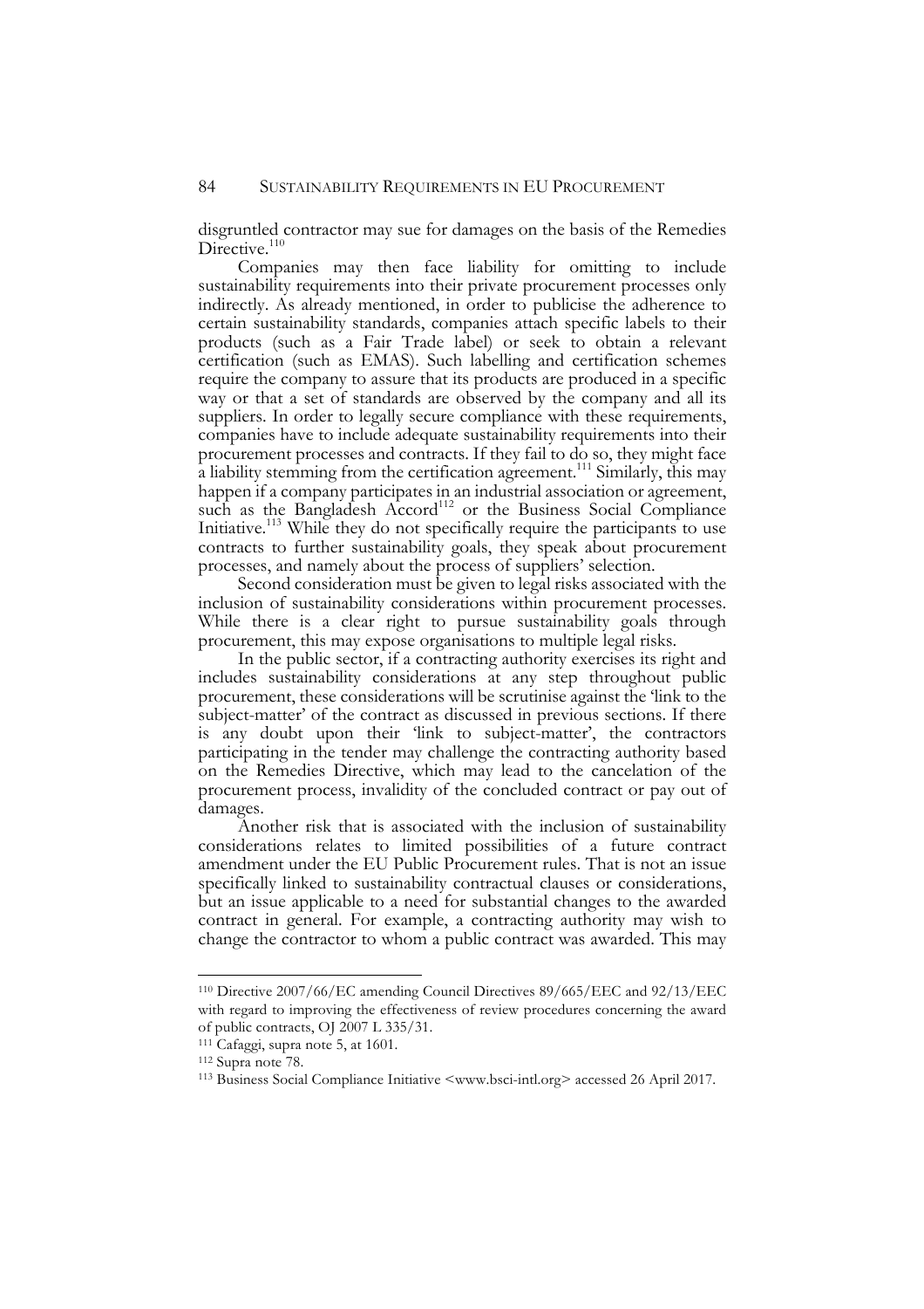disgruntled contractor may sue for damages on the basis of the Remedies Directive.[110]

Companies may then face liability for omitting to include sustainability requirements into their private procurement processes only indirectly. As already mentioned, in order to publicise the adherence to certain sustainability standards, companies attach specific labels to their products (such as a Fair Trade label) or seek to obtain a relevant certification (such as EMAS). Such labelling and certification schemes require the company to assure that its products are produced in a specific way or that a set of standards are observed by the company and all its suppliers. In order to legally secure compliance with these requirements, companies have to include adequate sustainability requirements into their procurement processes and contracts. If they fail to do so, they might face a liability stemming from the certification agreement.[111] Similarly, this may happen if a company participates in an industrial association or agreement, such as the Bangladesh Accord[112] or the Business Social Compliance Initiative.[113] While they do not specifically require the participants to use contracts to further sustainability goals, they speak about procurement processes, and namely about the process of suppliers' selection.

Second consideration must be given to legal risks associated with the inclusion of sustainability considerations within procurement processes. While there is a clear right to pursue sustainability goals through procurement, this may expose organisations to multiple legal risks.

In the public sector, if a contracting authority exercises its right and includes sustainability considerations at any step throughout public procurement, these considerations will be scrutinise against the 'link to the subject-matter' of the contract as discussed in previous sections. If there is any doubt upon their 'link to subject-matter', the contractors participating in the tender may challenge the contracting authority based on the Remedies Directive, which may lead to the cancelation of the procurement process, invalidity of the concluded contract or pay out of damages.

Another risk that is associated with the inclusion of sustainability considerations relates to limited possibilities of a future contract amendment under the EU Public Procurement rules. That is not an issue specifically linked to sustainability contractual clauses or considerations, but an issue applicable to a need for substantial changes to the awarded contract in general. For example, a contracting authority may wish to change the contractor to whom a public contract was awarded. This may

---

[110] Directive 2007/66/EC amending Council Directives 89/665/EEC and 92/13/EEC with regard to improving the effectiveness of review procedures concerning the award of public contracts, OJ 2007 L 335/31.

[111] Cafaggi, supra note 5, at 1601.

[112] Supra note 78.

[113] Business Social Compliance Initiative <www.bsci-intl.org> accessed 26 April 2017.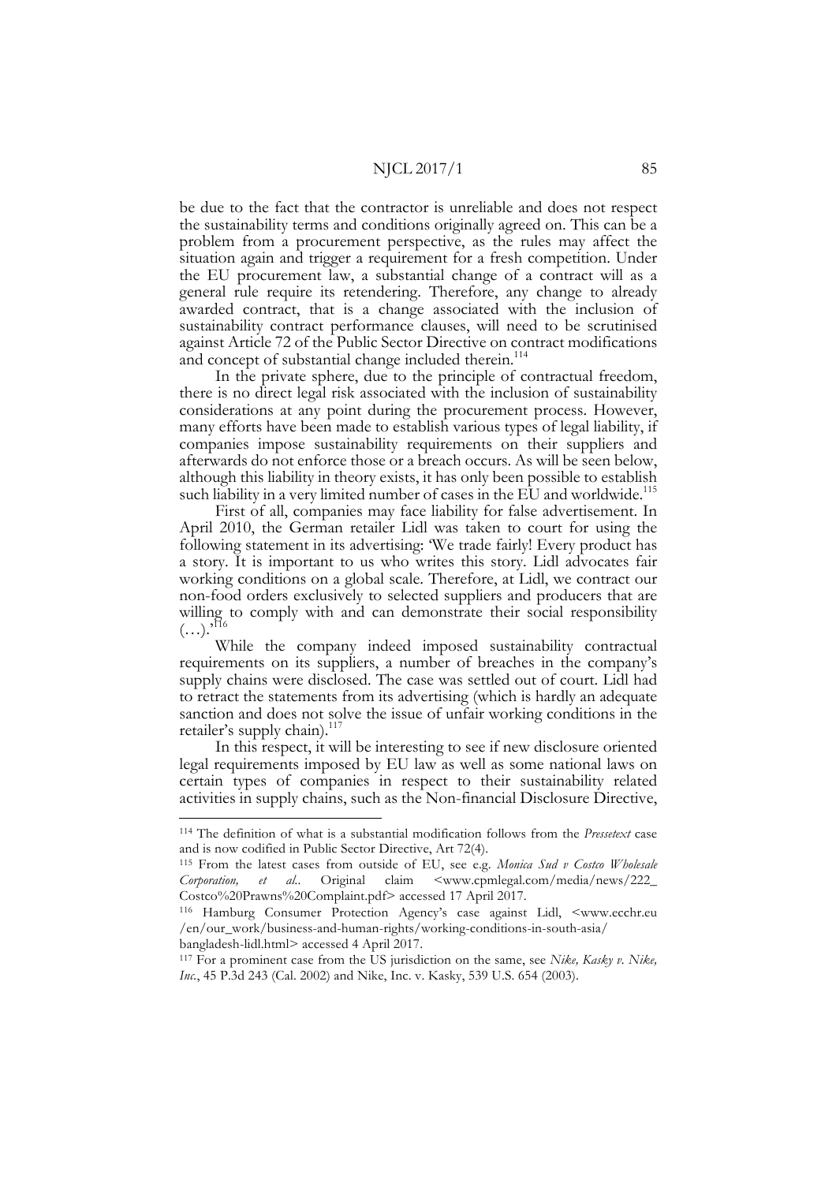be due to the fact that the contractor is unreliable and does not respect the sustainability terms and conditions originally agreed on. This can be a problem from a procurement perspective, as the rules may affect the situation again and trigger a requirement for a fresh competition. Under the EU procurement law, a substantial change of a contract will as a general rule require its retendering. Therefore, any change to already awarded contract, that is a change associated with the inclusion of sustainability contract performance clauses, will need to be scrutinised against Article 72 of the Public Sector Directive on contract modifications and concept of substantial change included therein.[114]

In the private sphere, due to the principle of contractual freedom, there is no direct legal risk associated with the inclusion of sustainability considerations at any point during the procurement process. However, many efforts have been made to establish various types of legal liability, if companies impose sustainability requirements on their suppliers and afterwards do not enforce those or a breach occurs. As will be seen below, although this liability in theory exists, it has only been possible to establish such liability in a very limited number of cases in the EU and worldwide.[115]

First of all, companies may face liability for false advertisement. In April 2010, the German retailer Lidl was taken to court for using the following statement in its advertising: 'We trade fairly! Every product has a story. It is important to us who writes this story. Lidl advocates fair working conditions on a global scale. Therefore, at Lidl, we contract our non-food orders exclusively to selected suppliers and producers that are willing to comply with and can demonstrate their social responsibility (…).'[116]

While the company indeed imposed sustainability contractual requirements on its suppliers, a number of breaches in the company's supply chains were disclosed. The case was settled out of court. Lidl had to retract the statements from its advertising (which is hardly an adequate sanction and does not solve the issue of unfair working conditions in the retailer's supply chain).[117]

In this respect, it will be interesting to see if new disclosure oriented legal requirements imposed by EU law as well as some national laws on certain types of companies in respect to their sustainability related activities in supply chains, such as the Non-financial Disclosure Directive,

---

[114] The definition of what is a substantial modification follows from the *Pressetext* case and is now codified in Public Sector Directive, Art 72(4).

[115] From the latest cases from outside of EU, see e.g. *Monica Sud v Costco Wholesale Corporation, et al.*. Original claim <www.cpmlegal.com/media/news/222_Costco%20Prawns%20Complaint.pdf> accessed 17 April 2017.

[116] Hamburg Consumer Protection Agency's case against Lidl, <www.ecchr.eu/en/our_work/business-and-human-rights/working-conditions-in-south-asia/bangladesh-lidl.html> accessed 4 April 2017.

[117] For a prominent case from the US jurisdiction on the same, see *Nike, Kasky v. Nike, Inc.*, 45 P.3d 243 (Cal. 2002) and Nike, Inc. v. Kasky, 539 U.S. 654 (2003).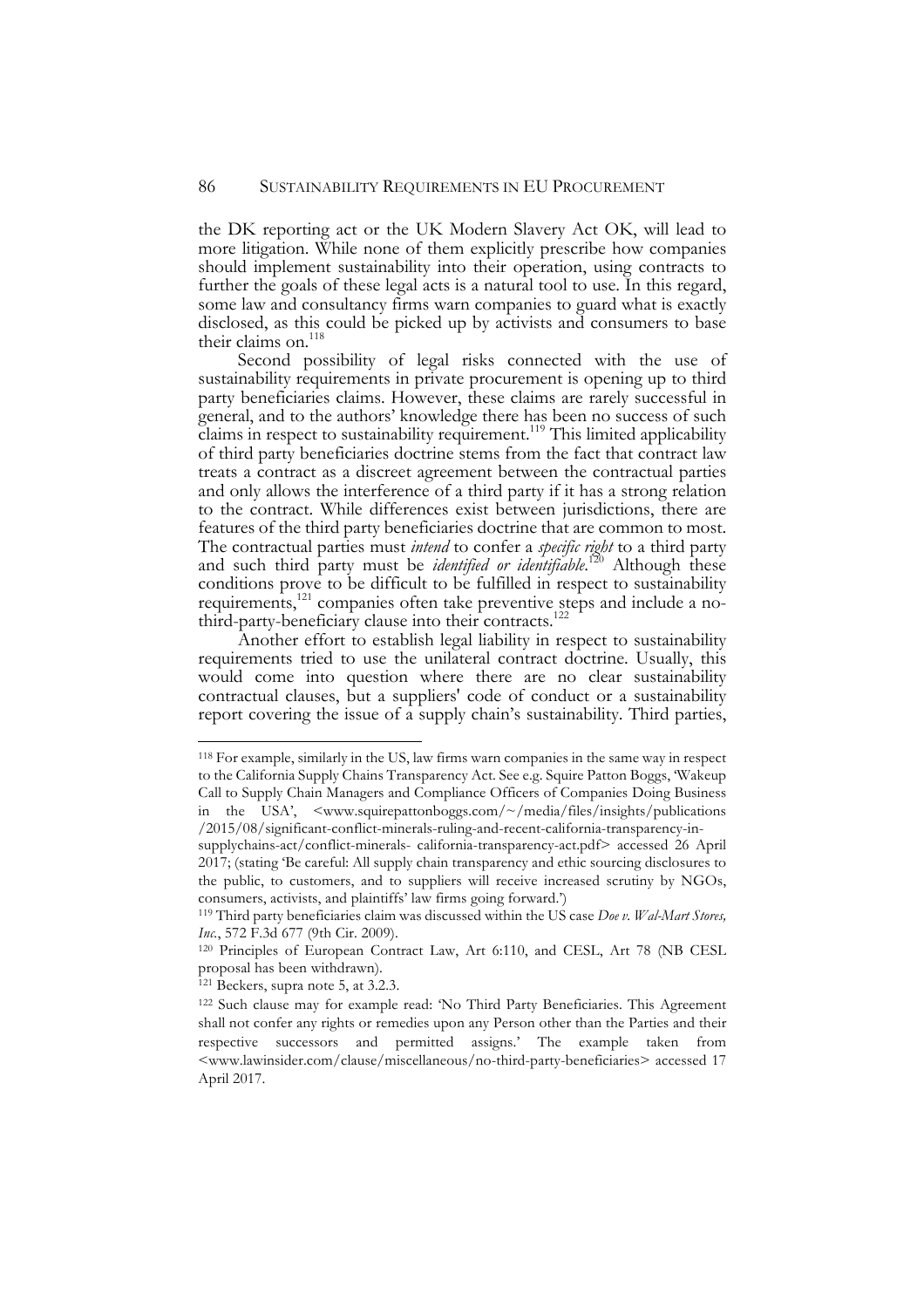the DK reporting act or the UK Modern Slavery Act OK, will lead to more litigation. While none of them explicitly prescribe how companies should implement sustainability into their operation, using contracts to further the goals of these legal acts is a natural tool to use. In this regard, some law and consultancy firms warn companies to guard what is exactly disclosed, as this could be picked up by activists and consumers to base their claims on.[118]

Second possibility of legal risks connected with the use of sustainability requirements in private procurement is opening up to third party beneficiaries claims. However, these claims are rarely successful in general, and to the authors' knowledge there has been no success of such claims in respect to sustainability requirement.[119] This limited applicability of third party beneficiaries doctrine stems from the fact that contract law treats a contract as a discreet agreement between the contractual parties and only allows the interference of a third party if it has a strong relation to the contract. While differences exist between jurisdictions, there are features of the third party beneficiaries doctrine that are common to most. The contractual parties must *intend* to confer a *specific right* to a third party and such third party must be *identified or identifiable*.[120] Although these conditions prove to be difficult to be fulfilled in respect to sustainability requirements,[121] companies often take preventive steps and include a no-third-party-beneficiary clause into their contracts.[122]

Another effort to establish legal liability in respect to sustainability requirements tried to use the unilateral contract doctrine. Usually, this would come into question where there are no clear sustainability contractual clauses, but a suppliers' code of conduct or a sustainability report covering the issue of a supply chain's sustainability. Third parties,

---

[118] For example, similarly in the US, law firms warn companies in the same way in respect to the California Supply Chains Transparency Act. See e.g. Squire Patton Boggs, 'Wakeup Call to Supply Chain Managers and Compliance Officers of Companies Doing Business in the USA', <www.squirepattonboggs.com/~/media/files/insights/publications/2015/08/significant-conflict-minerals-ruling-and-recent-california-transparency-in-supplychains-act/conflict-minerals- california-transparency-act.pdf> accessed 26 April 2017; (stating 'Be careful: All supply chain transparency and ethic sourcing disclosures to the public, to customers, and to suppliers will receive increased scrutiny by NGOs, consumers, activists, and plaintiffs' law firms going forward.')

[119] Third party beneficiaries claim was discussed within the US case *Doe v. Wal-Mart Stores, Inc.*, 572 F.3d 677 (9th Cir. 2009).

[120] Principles of European Contract Law, Art 6:110, and CESL, Art 78 (NB CESL proposal has been withdrawn).

[121] Beckers, supra note 5, at 3.2.3.

[122] Such clause may for example read: 'No Third Party Beneficiaries. This Agreement shall not confer any rights or remedies upon any Person other than the Parties and their respective successors and permitted assigns.' The example taken from <www.lawinsider.com/clause/miscellaneous/no-third-party-beneficiaries> accessed 17 April 2017.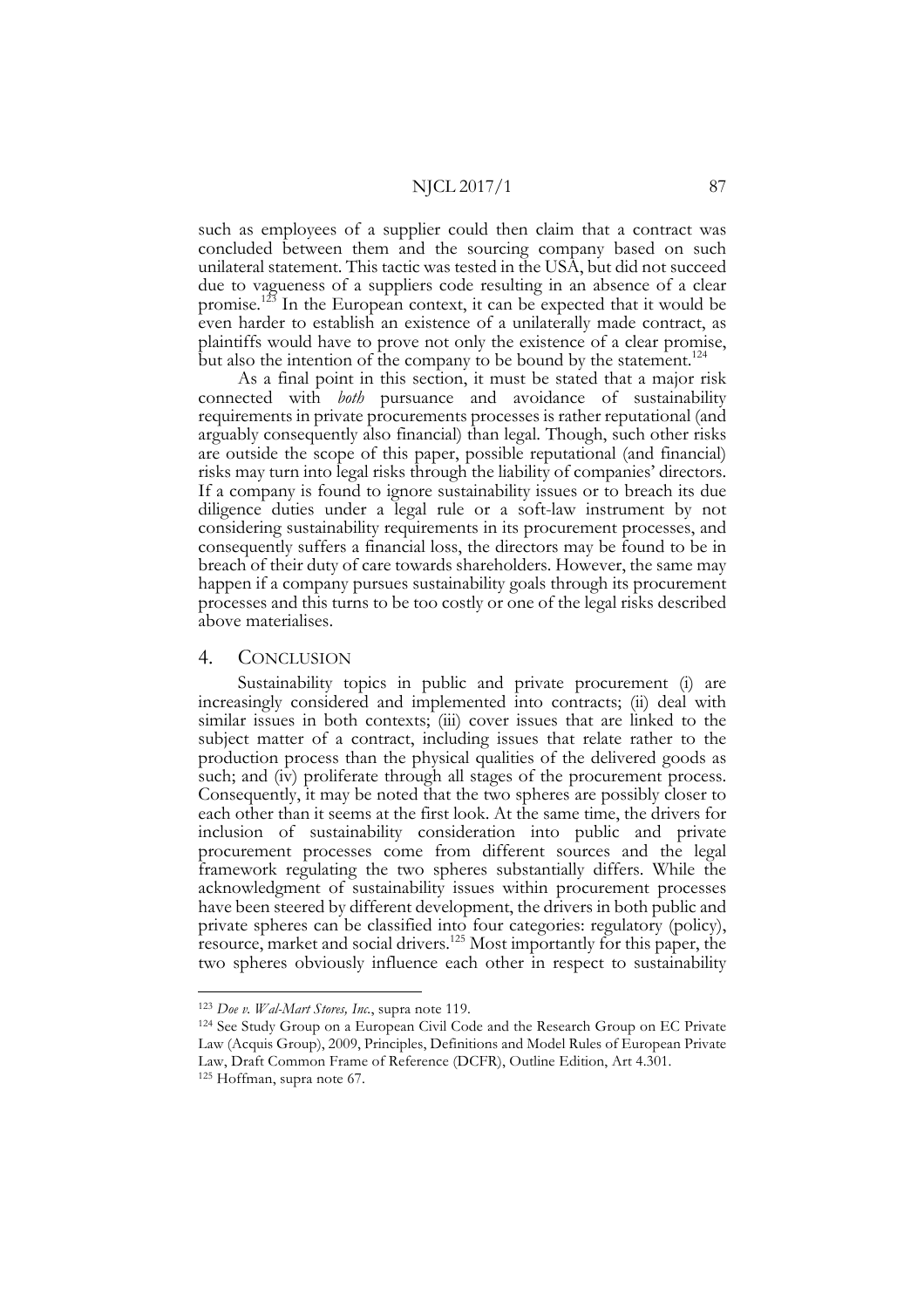such as employees of a supplier could then claim that a contract was concluded between them and the sourcing company based on such unilateral statement. This tactic was tested in the USA, but did not succeed due to vagueness of a suppliers code resulting in an absence of a clear promise.[123] In the European context, it can be expected that it would be even harder to establish an existence of a unilaterally made contract, as plaintiffs would have to prove not only the existence of a clear promise, but also the intention of the company to be bound by the statement.[124]

As a final point in this section, it must be stated that a major risk connected with *both* pursuance and avoidance of sustainability requirements in private procurements processes is rather reputational (and arguably consequently also financial) than legal. Though, such other risks are outside the scope of this paper, possible reputational (and financial) risks may turn into legal risks through the liability of companies' directors. If a company is found to ignore sustainability issues or to breach its due diligence duties under a legal rule or a soft-law instrument by not considering sustainability requirements in its procurement processes, and consequently suffers a financial loss, the directors may be found to be in breach of their duty of care towards shareholders. However, the same may happen if a company pursues sustainability goals through its procurement processes and this turns to be too costly or one of the legal risks described above materialises.

## 4. Conclusion

Sustainability topics in public and private procurement (i) are increasingly considered and implemented into contracts; (ii) deal with similar issues in both contexts; (iii) cover issues that are linked to the subject matter of a contract, including issues that relate rather to the production process than the physical qualities of the delivered goods as such; and (iv) proliferate through all stages of the procurement process. Consequently, it may be noted that the two spheres are possibly closer to each other than it seems at the first look. At the same time, the drivers for inclusion of sustainability consideration into public and private procurement processes come from different sources and the legal framework regulating the two spheres substantially differs. While the acknowledgment of sustainability issues within procurement processes have been steered by different development, the drivers in both public and private spheres can be classified into four categories: regulatory (policy), resource, market and social drivers.[125] Most importantly for this paper, the two spheres obviously influence each other in respect to sustainability

---

[123] *Doe v. Wal-Mart Stores, Inc.*, supra note 119.

[124] See Study Group on a European Civil Code and the Research Group on EC Private Law (Acquis Group), 2009, Principles, Definitions and Model Rules of European Private Law, Draft Common Frame of Reference (DCFR), Outline Edition, Art 4.301.

[125] Hoffman, supra note 67.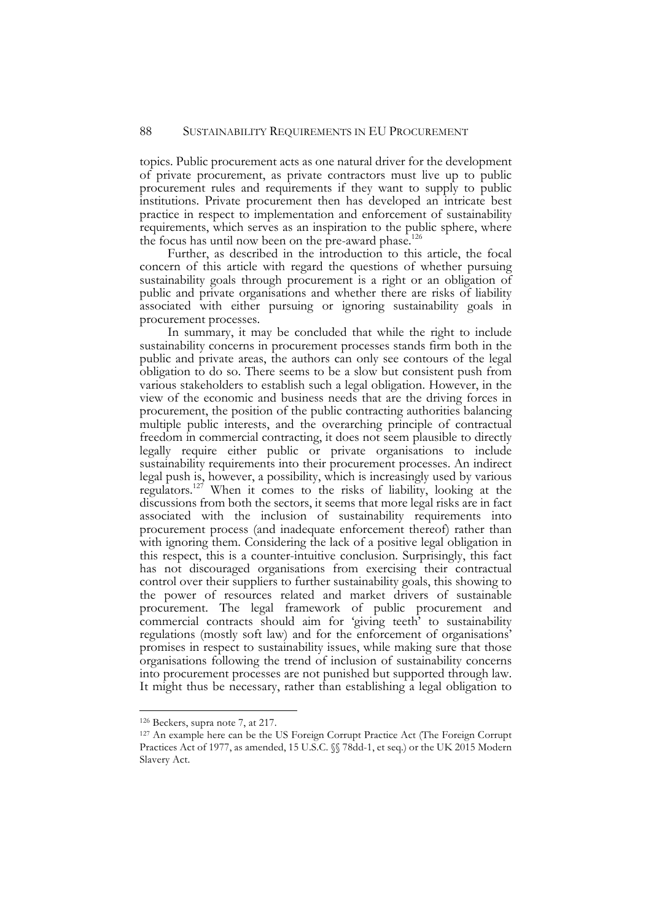topics. Public procurement acts as one natural driver for the development of private procurement, as private contractors must live up to public procurement rules and requirements if they want to supply to public institutions. Private procurement then has developed an intricate best practice in respect to implementation and enforcement of sustainability requirements, which serves as an inspiration to the public sphere, where the focus has until now been on the pre-award phase.[126]

Further, as described in the introduction to this article, the focal concern of this article with regard the questions of whether pursuing sustainability goals through procurement is a right or an obligation of public and private organisations and whether there are risks of liability associated with either pursuing or ignoring sustainability goals in procurement processes.

In summary, it may be concluded that while the right to include sustainability concerns in procurement processes stands firm both in the public and private areas, the authors can only see contours of the legal obligation to do so. There seems to be a slow but consistent push from various stakeholders to establish such a legal obligation. However, in the view of the economic and business needs that are the driving forces in procurement, the position of the public contracting authorities balancing multiple public interests, and the overarching principle of contractual freedom in commercial contracting, it does not seem plausible to directly legally require either public or private organisations to include sustainability requirements into their procurement processes. An indirect legal push is, however, a possibility, which is increasingly used by various regulators.[127] When it comes to the risks of liability, looking at the discussions from both the sectors, it seems that more legal risks are in fact associated with the inclusion of sustainability requirements into procurement process (and inadequate enforcement thereof) rather than with ignoring them. Considering the lack of a positive legal obligation in this respect, this is a counter-intuitive conclusion. Surprisingly, this fact has not discouraged organisations from exercising their contractual control over their suppliers to further sustainability goals, this showing to the power of resources related and market drivers of sustainable procurement. The legal framework of public procurement and commercial contracts should aim for 'giving teeth' to sustainability regulations (mostly soft law) and for the enforcement of organisations' promises in respect to sustainability issues, while making sure that those organisations following the trend of inclusion of sustainability concerns into procurement processes are not punished but supported through law. It might thus be necessary, rather than establishing a legal obligation to

---

[126] Beckers, supra note 7, at 217.

[127] An example here can be the US Foreign Corrupt Practice Act (The Foreign Corrupt Practices Act of 1977, as amended, 15 U.S.C. §§ 78dd-1, et seq.) or the UK 2015 Modern Slavery Act.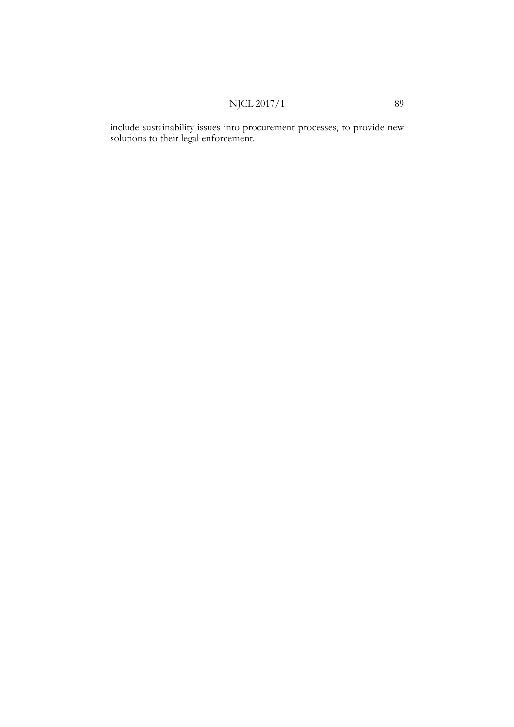include sustainability issues into procurement processes, to provide new solutions to their legal enforcement.